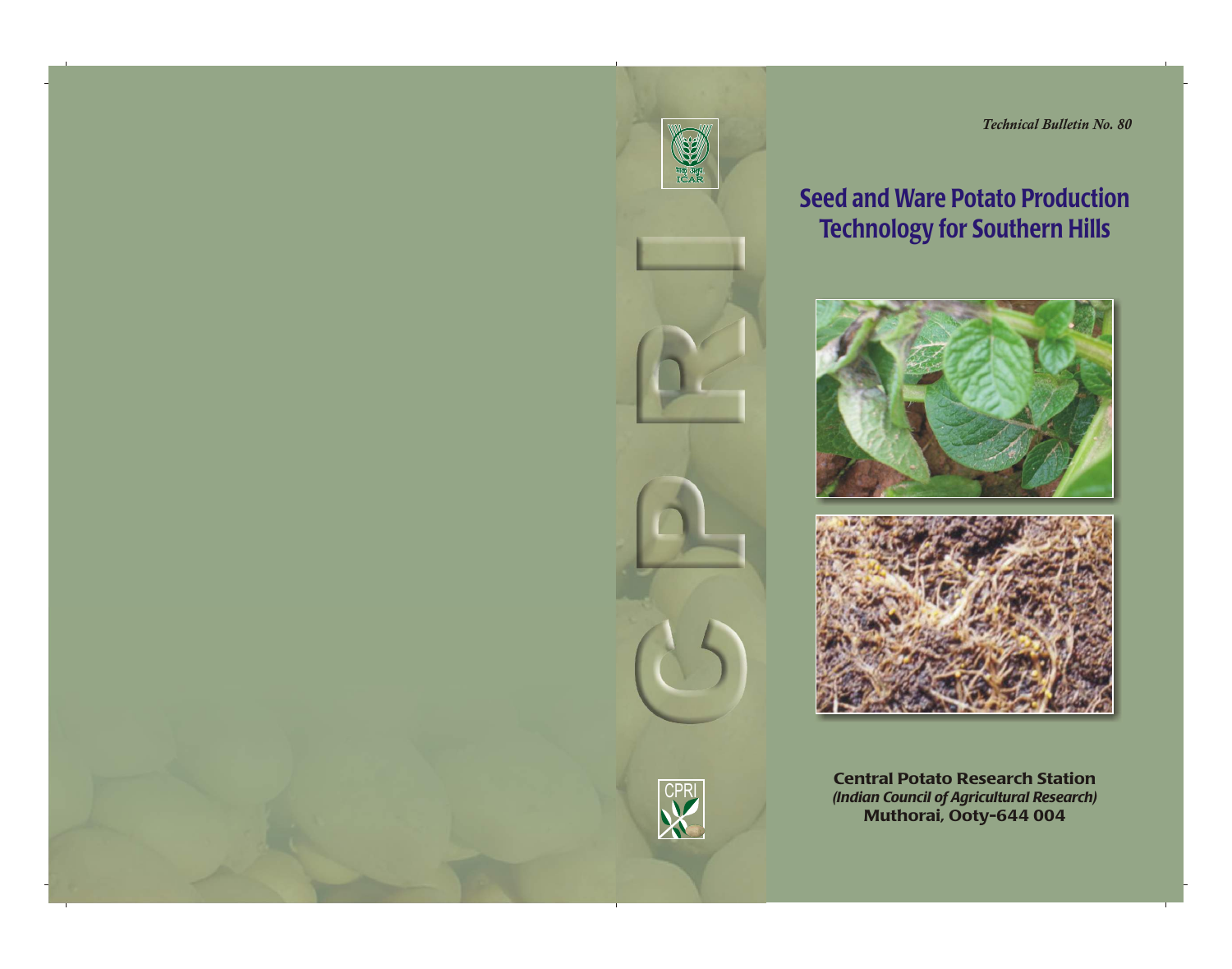*Technical Bulletin No. 80*

# Seed and Ware Potato Production Technology for Southern Hills

**Central Potato Research Station**
***(Indian Council of Agricultural Research)***
**Muthorai, Ooty-644 004**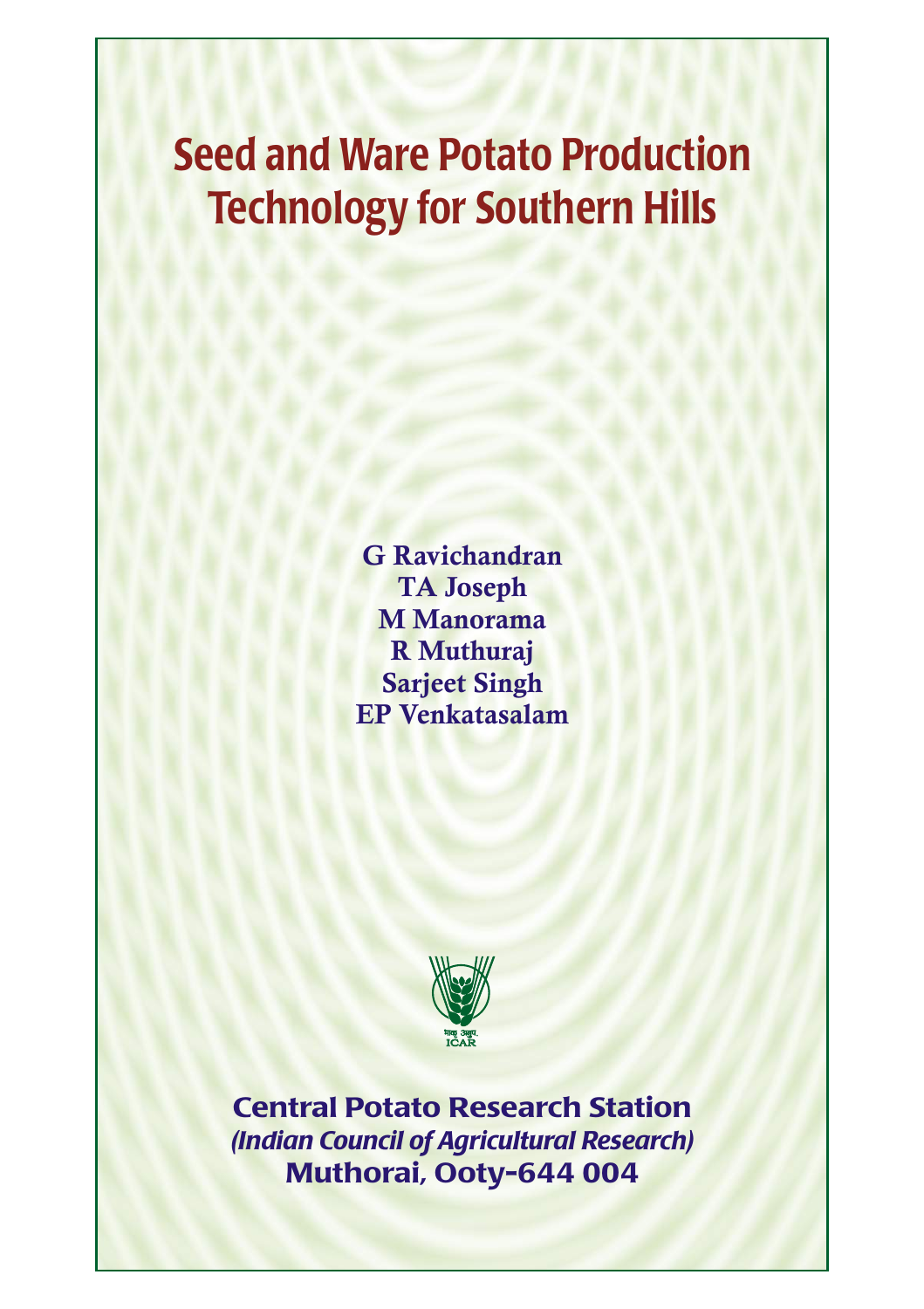# Seed and Ware Potato Production Technology for Southern Hills

G Ravichandran
TA Joseph
M Manorama
R Muthuraj
Sarjeet Singh
EP Venkatasalam

भाकृ अनुप.
ICAR

**Central Potato Research Station**
*(Indian Council of Agricultural Research)*
**Muthorai, Ooty-644 004**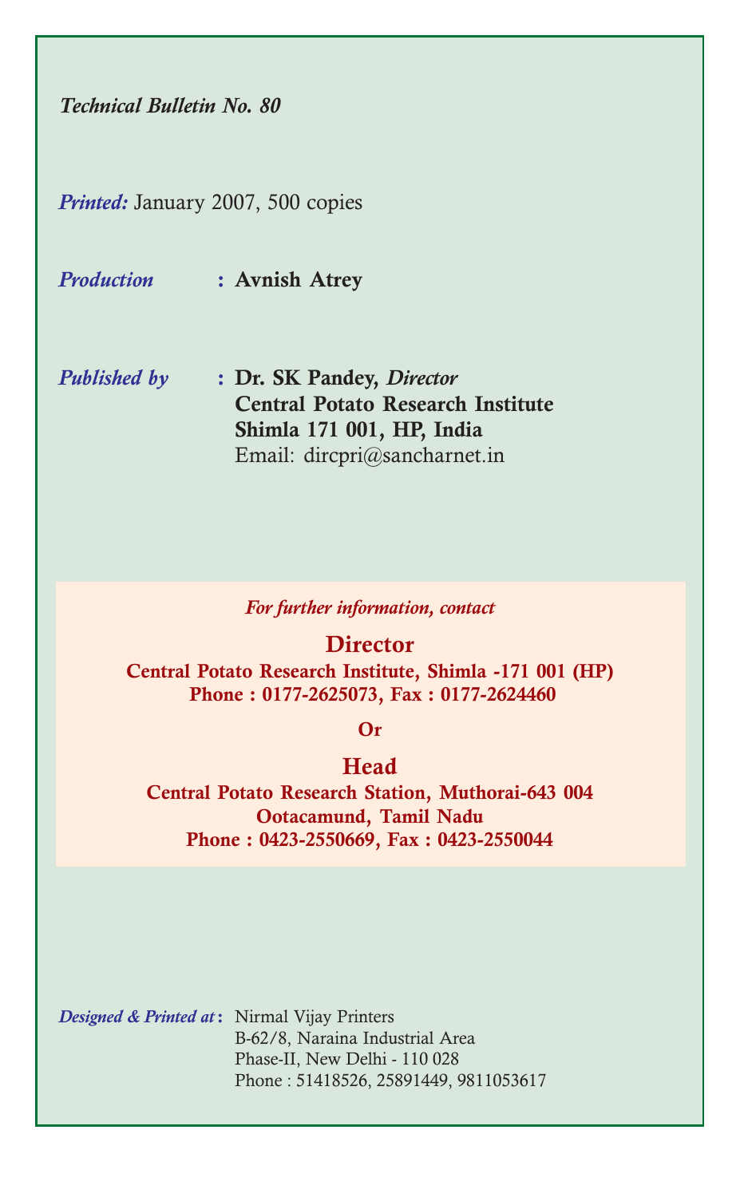*Technical Bulletin No. 80*

*Printed:* January 2007, 500 copies

*Production* : **Avnish Atrey**

*Published by* : **Dr. SK Pandey,** ***Director***
**Central Potato Research Institute**
**Shimla 171 001, HP, India**
Email: dircpri@sancharnet.in

*For further information, contact*

**Director**
**Central Potato Research Institute, Shimla -171 001 (HP)**
**Phone : 0177-2625073, Fax : 0177-2624460**

**Or**

**Head**
**Central Potato Research Station, Muthorai-643 004**
**Ootacamund, Tamil Nadu**
**Phone : 0423-2550669, Fax : 0423-2550044**

*Designed & Printed at* : Nirmal Vijay Printers
B-62/8, Naraina Industrial Area
Phase-II, New Delhi - 110 028
Phone : 51418526, 25891449, 9811053617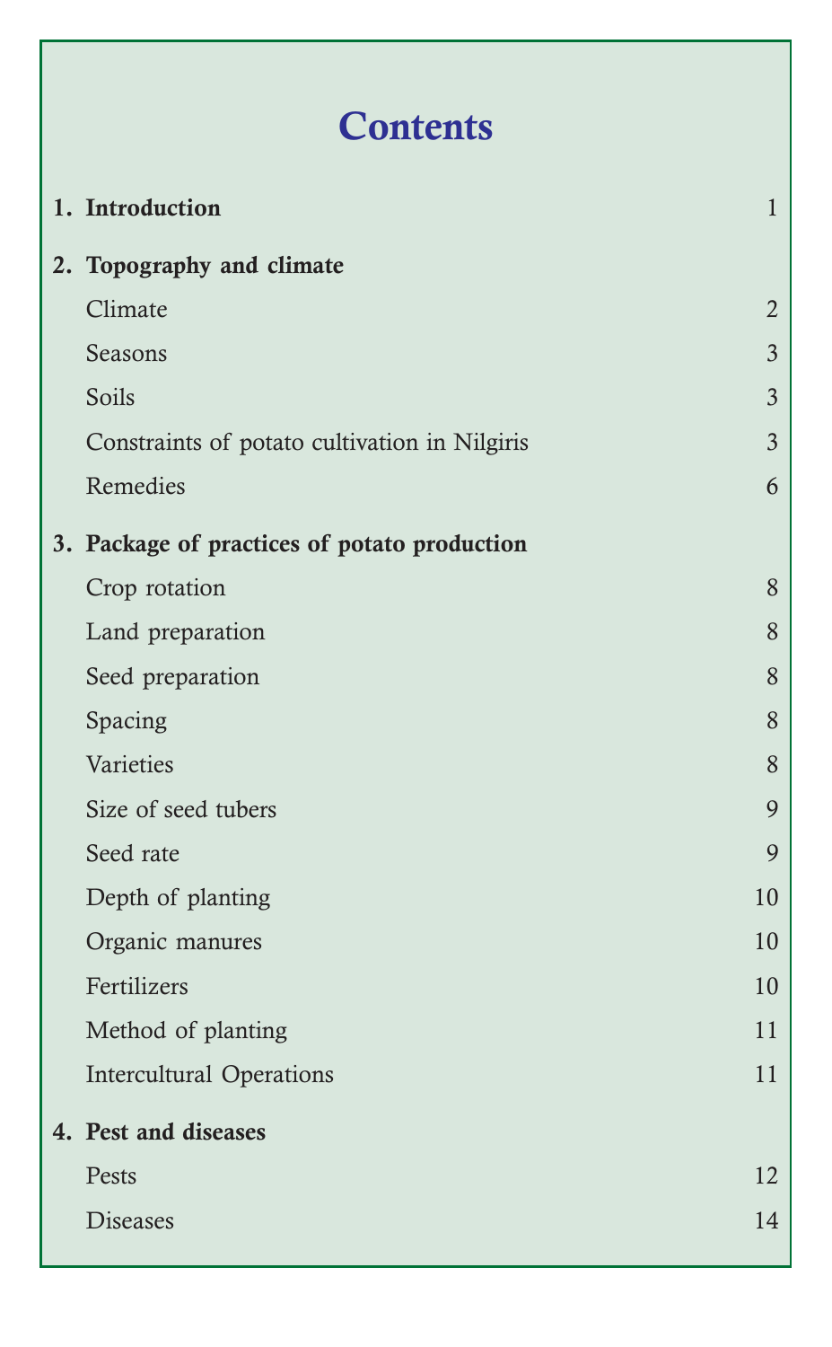# Contents

| | |
|---|---|
| **1. Introduction** | 1 |
| **2. Topography and climate** | |
| Climate | 2 |
| Seasons | 3 |
| Soils | 3 |
| Constraints of potato cultivation in Nilgiris | 3 |
| Remedies | 6 |
| **3. Package of practices of potato production** | |
| Crop rotation | 8 |
| Land preparation | 8 |
| Seed preparation | 8 |
| Spacing | 8 |
| Varieties | 8 |
| Size of seed tubers | 9 |
| Seed rate | 9 |
| Depth of planting | 10 |
| Organic manures | 10 |
| Fertilizers | 10 |
| Method of planting | 11 |
| Intercultural Operations | 11 |
| **4. Pest and diseases** | |
| Pests | 12 |
| Diseases | 14 |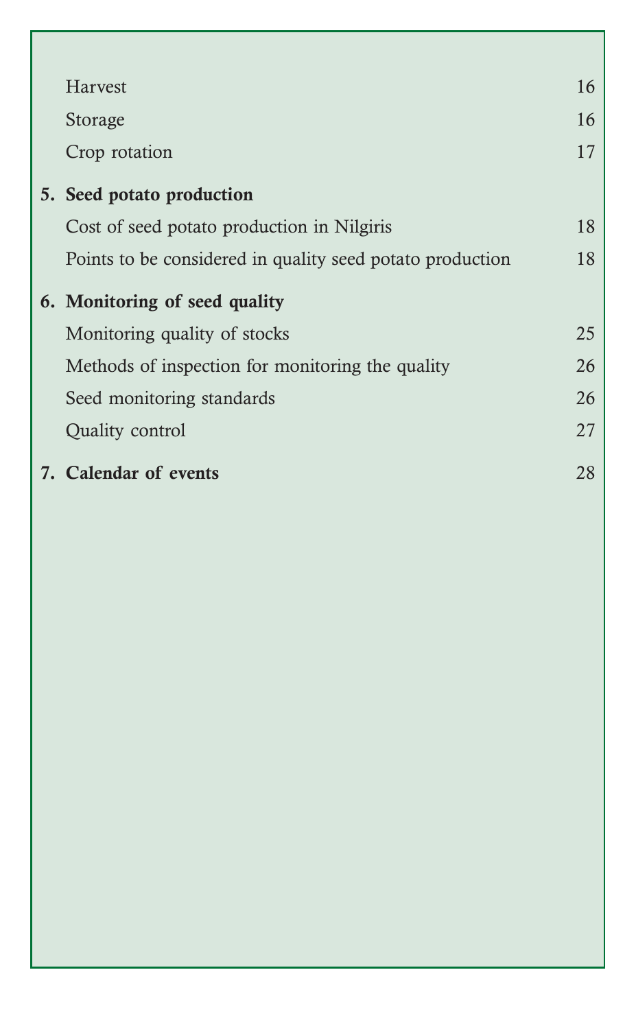Harvest 16

Storage 16

Crop rotation 17

**5. Seed potato production**

Cost of seed potato production in Nilgiris 18

Points to be considered in quality seed potato production 18

**6. Monitoring of seed quality**

Monitoring quality of stocks 25

Methods of inspection for monitoring the quality 26

Seed monitoring standards 26

Quality control 27

**7. Calendar of events** 28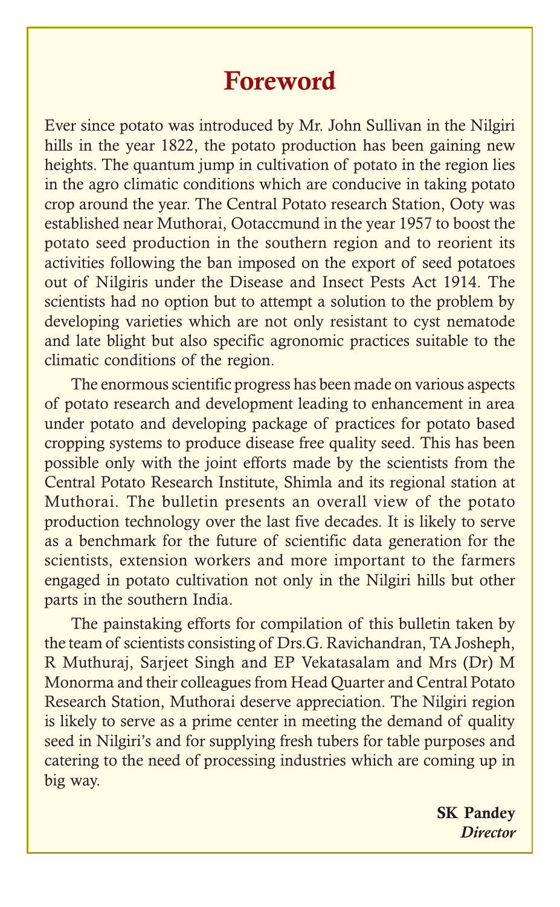# Foreword

Ever since potato was introduced by Mr. John Sullivan in the Nilgiri hills in the year 1822, the potato production has been gaining new heights. The quantum jump in cultivation of potato in the region lies in the agro climatic conditions which are conducive in taking potato crop around the year. The Central Potato research Station, Ooty was established near Muthorai, Ootaccmund in the year 1957 to boost the potato seed production in the southern region and to reorient its activities following the ban imposed on the export of seed potatoes out of Nilgiris under the Disease and Insect Pests Act 1914. The scientists had no option but to attempt a solution to the problem by developing varieties which are not only resistant to cyst nematode and late blight but also specific agronomic practices suitable to the climatic conditions of the region.

The enormous scientific progress has been made on various aspects of potato research and development leading to enhancement in area under potato and developing package of practices for potato based cropping systems to produce disease free quality seed. This has been possible only with the joint efforts made by the scientists from the Central Potato Research Institute, Shimla and its regional station at Muthorai. The bulletin presents an overall view of the potato production technology over the last five decades. It is likely to serve as a benchmark for the future of scientific data generation for the scientists, extension workers and more important to the farmers engaged in potato cultivation not only in the Nilgiri hills but other parts in the southern India.

The painstaking efforts for compilation of this bulletin taken by the team of scientists consisting of Drs.G. Ravichandran, TA Josheph, R Muthuraj, Sarjeet Singh and EP Vekatasalam and Mrs (Dr) M Monorma and their colleagues from Head Quarter and Central Potato Research Station, Muthorai deserve appreciation. The Nilgiri region is likely to serve as a prime center in meeting the demand of quality seed in Nilgiri's and for supplying fresh tubers for table purposes and catering to the need of processing industries which are coming up in big way.

**SK Pandey**
*Director*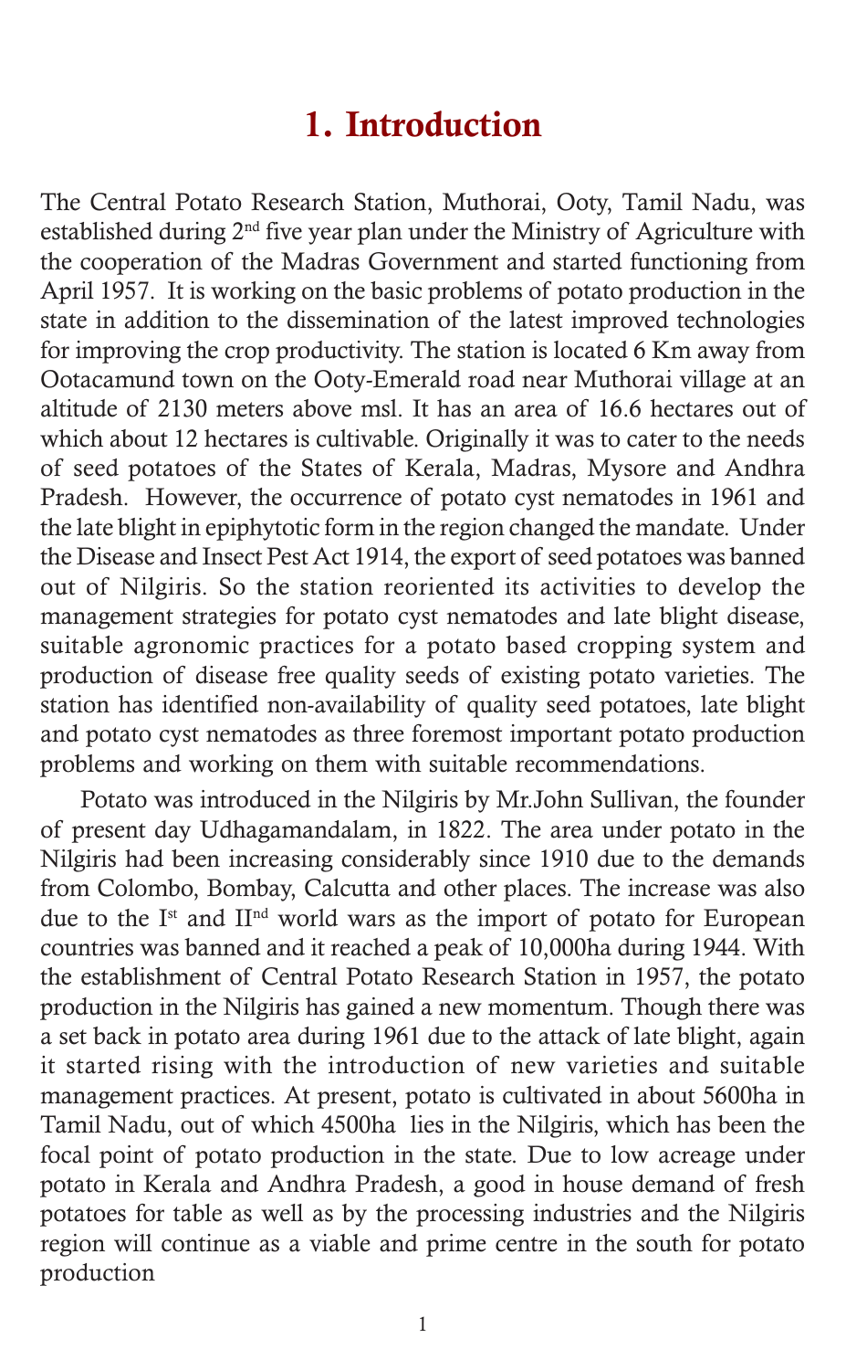# 1. Introduction

The Central Potato Research Station, Muthorai, Ooty, Tamil Nadu, was established during 2nd five year plan under the Ministry of Agriculture with the cooperation of the Madras Government and started functioning from April 1957. It is working on the basic problems of potato production in the state in addition to the dissemination of the latest improved technologies for improving the crop productivity. The station is located 6 Km away from Ootacamund town on the Ooty-Emerald road near Muthorai village at an altitude of 2130 meters above msl. It has an area of 16.6 hectares out of which about 12 hectares is cultivable. Originally it was to cater to the needs of seed potatoes of the States of Kerala, Madras, Mysore and Andhra Pradesh. However, the occurrence of potato cyst nematodes in 1961 and the late blight in epiphytotic form in the region changed the mandate. Under the Disease and Insect Pest Act 1914, the export of seed potatoes was banned out of Nilgiris. So the station reoriented its activities to develop the management strategies for potato cyst nematodes and late blight disease, suitable agronomic practices for a potato based cropping system and production of disease free quality seeds of existing potato varieties. The station has identified non-availability of quality seed potatoes, late blight and potato cyst nematodes as three foremost important potato production problems and working on them with suitable recommendations.

Potato was introduced in the Nilgiris by Mr.John Sullivan, the founder of present day Udhagamandalam, in 1822. The area under potato in the Nilgiris had been increasing considerably since 1910 due to the demands from Colombo, Bombay, Calcutta and other places. The increase was also due to the Ist and IInd world wars as the import of potato for European countries was banned and it reached a peak of 10,000ha during 1944. With the establishment of Central Potato Research Station in 1957, the potato production in the Nilgiris has gained a new momentum. Though there was a set back in potato area during 1961 due to the attack of late blight, again it started rising with the introduction of new varieties and suitable management practices. At present, potato is cultivated in about 5600ha in Tamil Nadu, out of which 4500ha lies in the Nilgiris, which has been the focal point of potato production in the state. Due to low acreage under potato in Kerala and Andhra Pradesh, a good in house demand of fresh potatoes for table as well as by the processing industries and the Nilgiris region will continue as a viable and prime centre in the south for potato production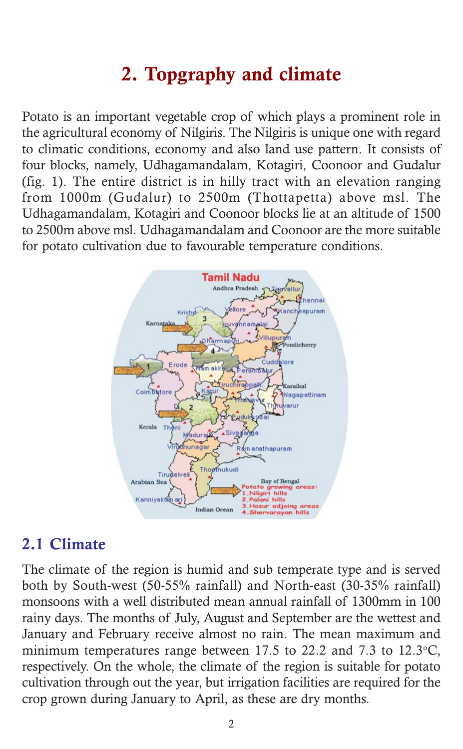# 2. Topgraphy and climate

Potato is an important vegetable crop of which plays a prominent role in the agricultural economy of Nilgiris. The Nilgiris is unique one with regard to climatic conditions, economy and also land use pattern. It consists of four blocks, namely, Udhagamandalam, Kotagiri, Coonoor and Gudalur (fig. 1). The entire district is in hilly tract with an elevation ranging from 1000m (Gudalur) to 2500m (Thottapetta) above msl. The Udhagamandalam, Kotagiri and Coonoor blocks lie at an altitude of 1500 to 2500m above msl. Udhagamandalam and Coonoor are the more suitable for potato cultivation due to favourable temperature conditions.

## 2.1 Climate

The climate of the region is humid and sub temperate type and is served both by South-west (50-55% rainfall) and North-east (30-35% rainfall) monsoons with a well distributed mean annual rainfall of 1300mm in 100 rainy days. The months of July, August and September are the wettest and January and February receive almost no rain. The mean maximum and minimum temperatures range between 17.5 to 22.2 and 7.3 to 12.3°C, respectively. On the whole, the climate of the region is suitable for potato cultivation through out the year, but irrigation facilities are required for the crop grown during January to April, as these are dry months.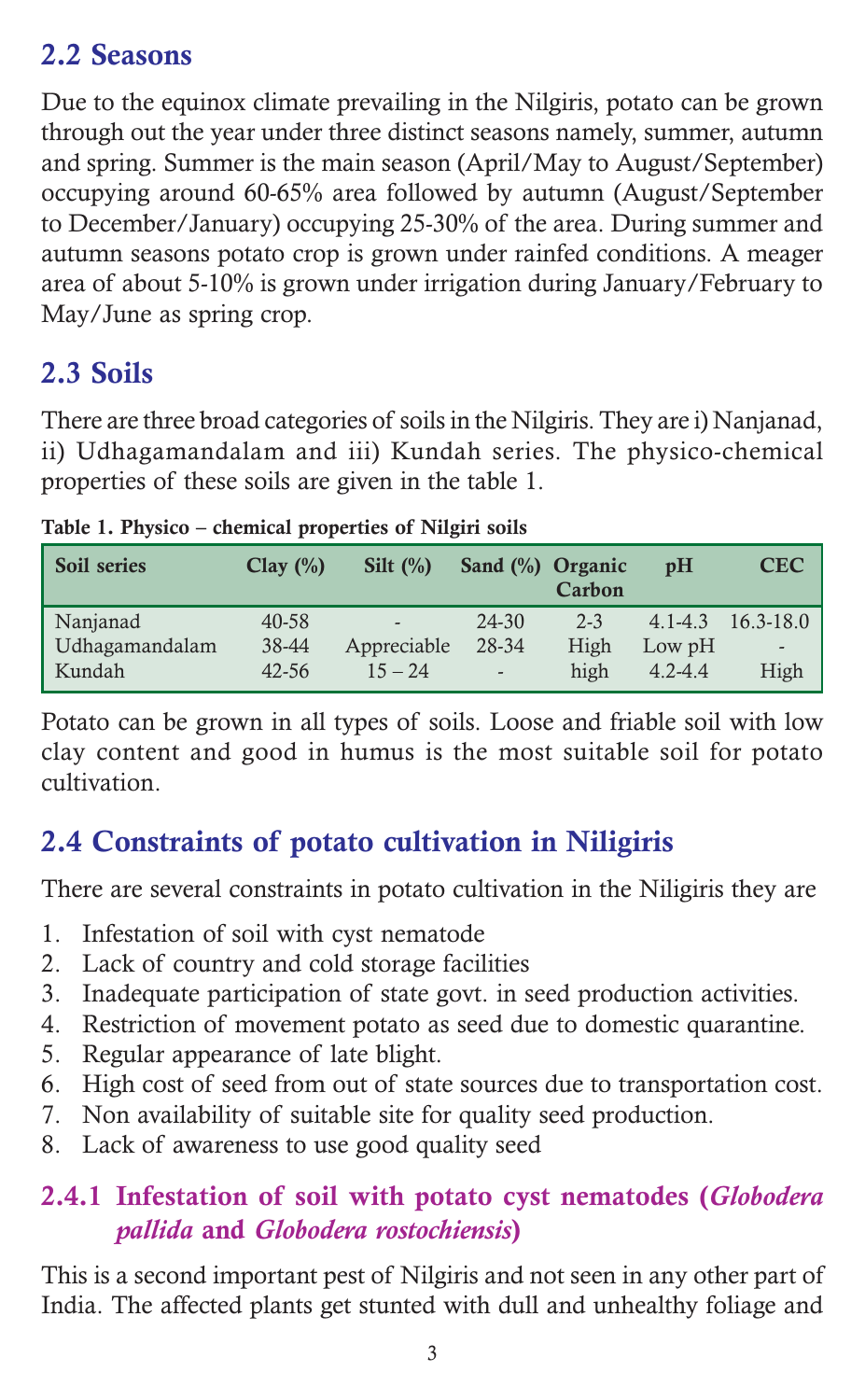## 2.2 Seasons

Due to the equinox climate prevailing in the Nilgiris, potato can be grown through out the year under three distinct seasons namely, summer, autumn and spring. Summer is the main season (April/May to August/September) occupying around 60-65% area followed by autumn (August/September to December/January) occupying 25-30% of the area. During summer and autumn seasons potato crop is grown under rainfed conditions. A meager area of about 5-10% is grown under irrigation during January/February to May/June as spring crop.

## 2.3 Soils

There are three broad categories of soils in the Nilgiris. They are i) Nanjanad, ii) Udhagamandalam and iii) Kundah series. The physico-chemical properties of these soils are given in the table 1.

**Table 1. Physico – chemical properties of Nilgiri soils**

| Soil series | Clay (%) | Silt (%) | Sand (%) | Organic Carbon | pH | CEC |
|---|---|---|---|---|---|---|
| Nanjanad | 40-58 | - | 24-30 | 2-3 | 4.1-4.3 | 16.3-18.0 |
| Udhagamandalam | 38-44 | Appreciable | 28-34 | High | Low pH | - |
| Kundah | 42-56 | 15 – 24 | - | high | 4.2-4.4 | High |

Potato can be grown in all types of soils. Loose and friable soil with low clay content and good in humus is the most suitable soil for potato cultivation.

## 2.4 Constraints of potato cultivation in Niligiris

There are several constraints in potato cultivation in the Niligiris they are

1. Infestation of soil with cyst nematode
2. Lack of country and cold storage facilities
3. Inadequate participation of state govt. in seed production activities.
4. Restriction of movement potato as seed due to domestic quarantine.
5. Regular appearance of late blight.
6. High cost of seed from out of state sources due to transportation cost.
7. Non availability of suitable site for quality seed production.
8. Lack of awareness to use good quality seed

### 2.4.1 Infestation of soil with potato cyst nematodes (*Globodera pallida* and *Globodera rostochiensis*)

This is a second important pest of Nilgiris and not seen in any other part of India. The affected plants get stunted with dull and unhealthy foliage and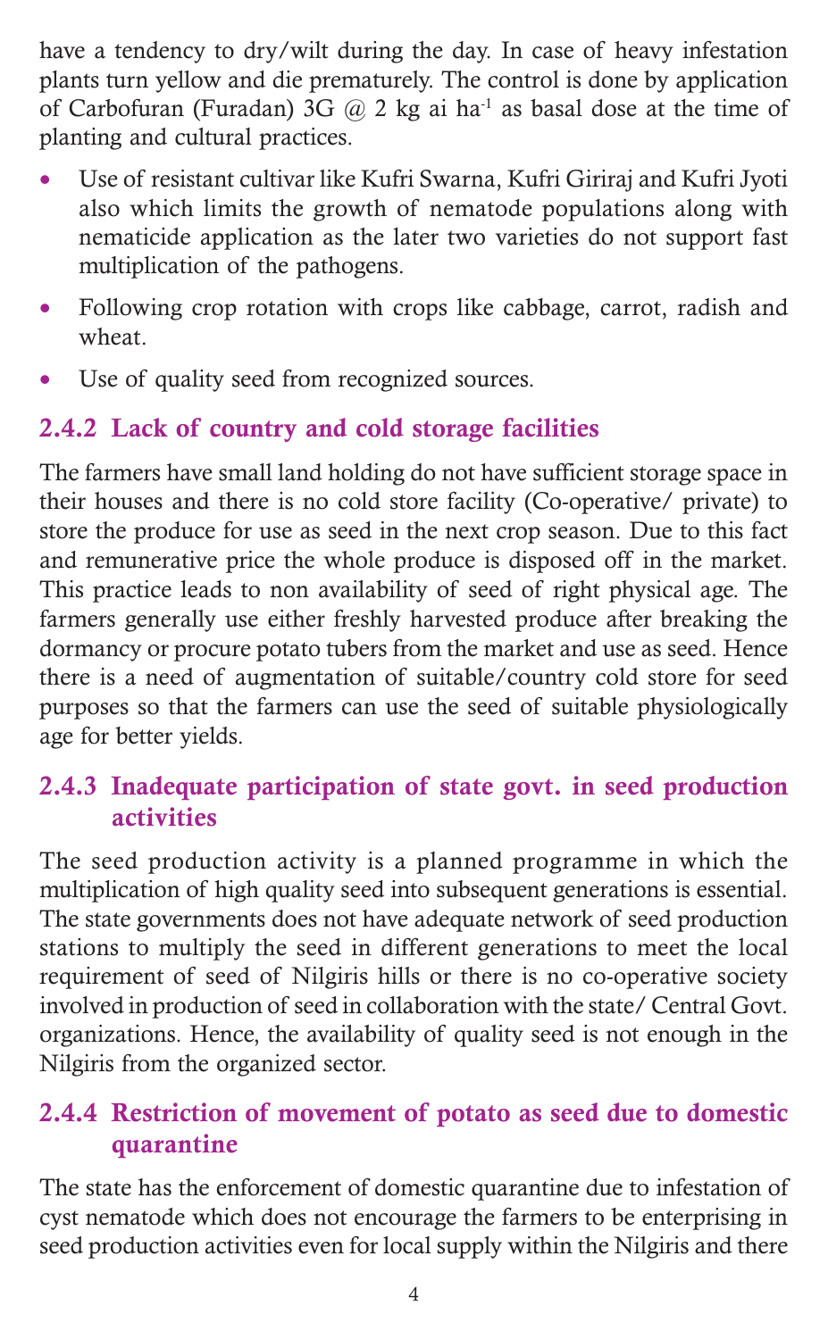have a tendency to dry/wilt during the day. In case of heavy infestation plants turn yellow and die prematurely. The control is done by application of Carbofuran (Furadan) 3G @ 2 kg ai ha$^{-1}$ as basal dose at the time of planting and cultural practices.

- Use of resistant cultivar like Kufri Swarna, Kufri Giriraj and Kufri Jyoti also which limits the growth of nematode populations along with nematicide application as the later two varieties do not support fast multiplication of the pathogens.
- Following crop rotation with crops like cabbage, carrot, radish and wheat.
- Use of quality seed from recognized sources.

### 2.4.2 Lack of country and cold storage facilities

The farmers have small land holding do not have sufficient storage space in their houses and there is no cold store facility (Co-operative/ private) to store the produce for use as seed in the next crop season. Due to this fact and remunerative price the whole produce is disposed off in the market. This practice leads to non availability of seed of right physical age. The farmers generally use either freshly harvested produce after breaking the dormancy or procure potato tubers from the market and use as seed. Hence there is a need of augmentation of suitable/country cold store for seed purposes so that the farmers can use the seed of suitable physiologically age for better yields.

### 2.4.3 Inadequate participation of state govt. in seed production activities

The seed production activity is a planned programme in which the multiplication of high quality seed into subsequent generations is essential. The state governments does not have adequate network of seed production stations to multiply the seed in different generations to meet the local requirement of seed of Nilgiris hills or there is no co-operative society involved in production of seed in collaboration with the state/ Central Govt. organizations. Hence, the availability of quality seed is not enough in the Nilgiris from the organized sector.

### 2.4.4 Restriction of movement of potato as seed due to domestic quarantine

The state has the enforcement of domestic quarantine due to infestation of cyst nematode which does not encourage the farmers to be enterprising in seed production activities even for local supply within the Nilgiris and there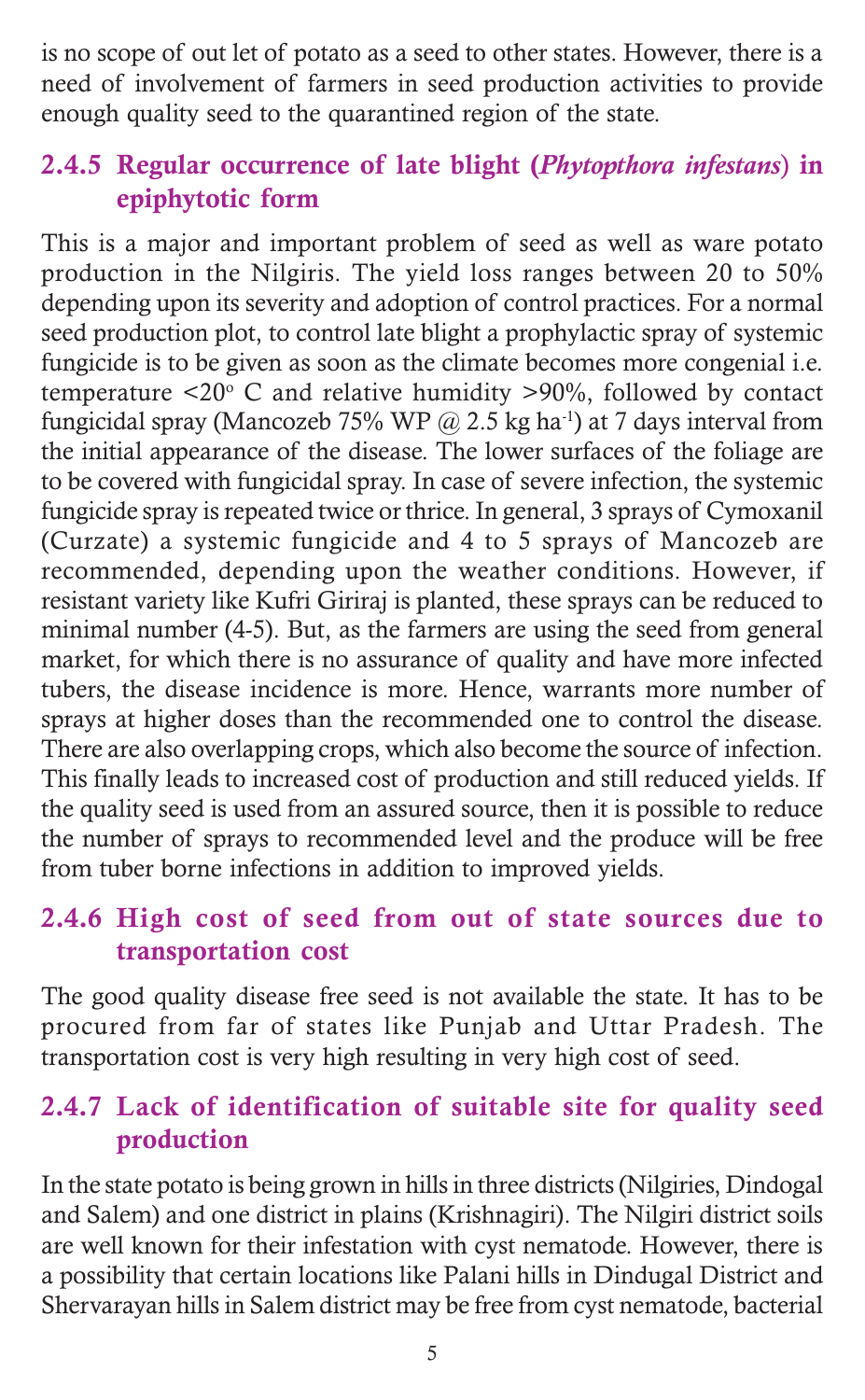is no scope of out let of potato as a seed to other states. However, there is a need of involvement of farmers in seed production activities to provide enough quality seed to the quarantined region of the state.

### 2.4.5 Regular occurrence of late blight (*Phytopthora infestans*) in epiphytotic form

This is a major and important problem of seed as well as ware potato production in the Nilgiris. The yield loss ranges between 20 to 50% depending upon its severity and adoption of control practices. For a normal seed production plot, to control late blight a prophylactic spray of systemic fungicide is to be given as soon as the climate becomes more congenial i.e. temperature <20° C and relative humidity >90%, followed by contact fungicidal spray (Mancozeb 75% WP @ 2.5 kg ha$^{-1}$) at 7 days interval from the initial appearance of the disease. The lower surfaces of the foliage are to be covered with fungicidal spray. In case of severe infection, the systemic fungicide spray is repeated twice or thrice. In general, 3 sprays of Cymoxanil (Curzate) a systemic fungicide and 4 to 5 sprays of Mancozeb are recommended, depending upon the weather conditions. However, if resistant variety like Kufri Giriraj is planted, these sprays can be reduced to minimal number (4-5). But, as the farmers are using the seed from general market, for which there is no assurance of quality and have more infected tubers, the disease incidence is more. Hence, warrants more number of sprays at higher doses than the recommended one to control the disease. There are also overlapping crops, which also become the source of infection. This finally leads to increased cost of production and still reduced yields. If the quality seed is used from an assured source, then it is possible to reduce the number of sprays to recommended level and the produce will be free from tuber borne infections in addition to improved yields.

### 2.4.6 High cost of seed from out of state sources due to transportation cost

The good quality disease free seed is not available the state. It has to be procured from far of states like Punjab and Uttar Pradesh. The transportation cost is very high resulting in very high cost of seed.

### 2.4.7 Lack of identification of suitable site for quality seed production

In the state potato is being grown in hills in three districts (Nilgiries, Dindogal and Salem) and one district in plains (Krishnagiri). The Nilgiri district soils are well known for their infestation with cyst nematode. However, there is a possibility that certain locations like Palani hills in Dindugal District and Shervarayan hills in Salem district may be free from cyst nematode, bacterial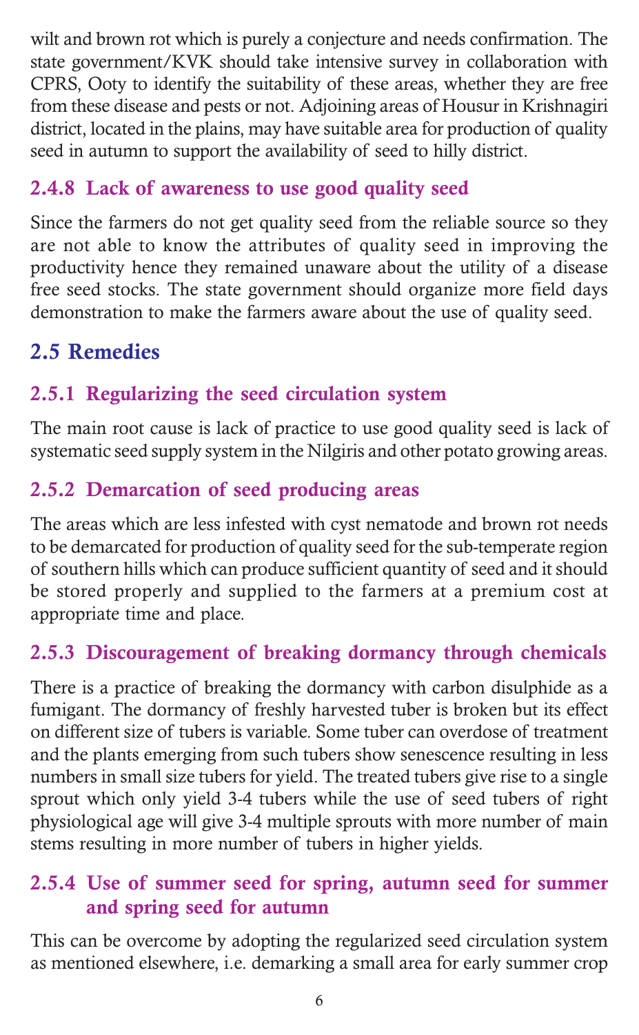wilt and brown rot which is purely a conjecture and needs confirmation. The state government/KVK should take intensive survey in collaboration with CPRS, Ooty to identify the suitability of these areas, whether they are free from these disease and pests or not. Adjoining areas of Housur in Krishnagiri district, located in the plains, may have suitable area for production of quality seed in autumn to support the availability of seed to hilly district.

### 2.4.8 Lack of awareness to use good quality seed

Since the farmers do not get quality seed from the reliable source so they are not able to know the attributes of quality seed in improving the productivity hence they remained unaware about the utility of a disease free seed stocks. The state government should organize more field days demonstration to make the farmers aware about the use of quality seed.

## 2.5 Remedies

### 2.5.1 Regularizing the seed circulation system

The main root cause is lack of practice to use good quality seed is lack of systematic seed supply system in the Nilgiris and other potato growing areas.

### 2.5.2 Demarcation of seed producing areas

The areas which are less infested with cyst nematode and brown rot needs to be demarcated for production of quality seed for the sub-temperate region of southern hills which can produce sufficient quantity of seed and it should be stored properly and supplied to the farmers at a premium cost at appropriate time and place.

### 2.5.3 Discouragement of breaking dormancy through chemicals

There is a practice of breaking the dormancy with carbon disulphide as a fumigant. The dormancy of freshly harvested tuber is broken but its effect on different size of tubers is variable. Some tuber can overdose of treatment and the plants emerging from such tubers show senescence resulting in less numbers in small size tubers for yield. The treated tubers give rise to a single sprout which only yield 3-4 tubers while the use of seed tubers of right physiological age will give 3-4 multiple sprouts with more number of main stems resulting in more number of tubers in higher yields.

### 2.5.4 Use of summer seed for spring, autumn seed for summer and spring seed for autumn

This can be overcome by adopting the regularized seed circulation system as mentioned elsewhere, i.e. demarking a small area for early summer crop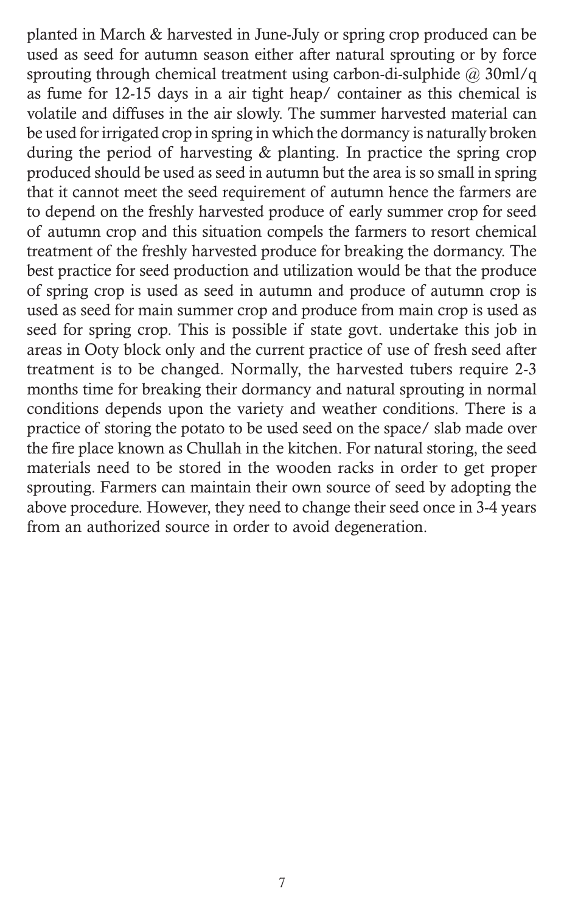planted in March & harvested in June-July or spring crop produced can be used as seed for autumn season either after natural sprouting or by force sprouting through chemical treatment using carbon-di-sulphide @ 30ml/q as fume for 12-15 days in a air tight heap/ container as this chemical is volatile and diffuses in the air slowly. The summer harvested material can be used for irrigated crop in spring in which the dormancy is naturally broken during the period of harvesting & planting. In practice the spring crop produced should be used as seed in autumn but the area is so small in spring that it cannot meet the seed requirement of autumn hence the farmers are to depend on the freshly harvested produce of early summer crop for seed of autumn crop and this situation compels the farmers to resort chemical treatment of the freshly harvested produce for breaking the dormancy. The best practice for seed production and utilization would be that the produce of spring crop is used as seed in autumn and produce of autumn crop is used as seed for main summer crop and produce from main crop is used as seed for spring crop. This is possible if state govt. undertake this job in areas in Ooty block only and the current practice of use of fresh seed after treatment is to be changed. Normally, the harvested tubers require 2-3 months time for breaking their dormancy and natural sprouting in normal conditions depends upon the variety and weather conditions. There is a practice of storing the potato to be used seed on the space/ slab made over the fire place known as Chullah in the kitchen. For natural storing, the seed materials need to be stored in the wooden racks in order to get proper sprouting. Farmers can maintain their own source of seed by adopting the above procedure. However, they need to change their seed once in 3-4 years from an authorized source in order to avoid degeneration.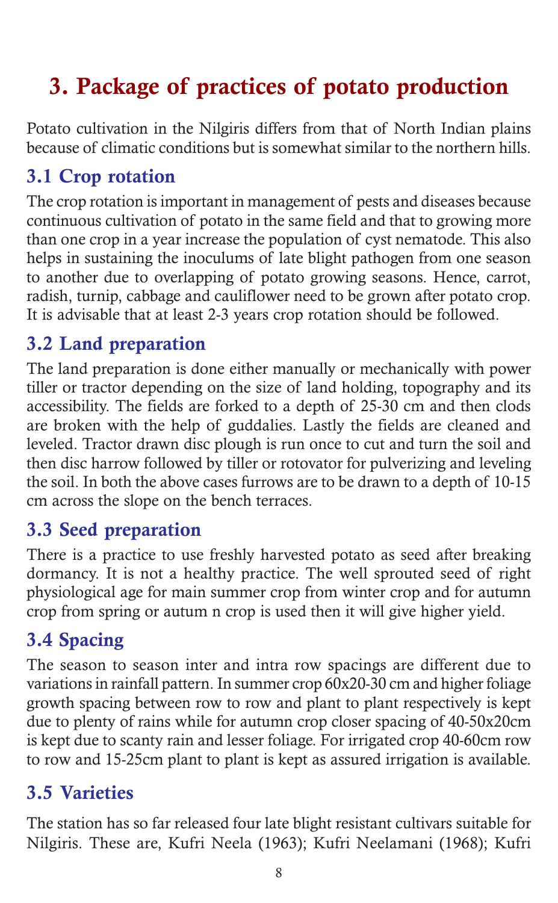# 3. Package of practices of potato production

Potato cultivation in the Nilgiris differs from that of North Indian plains because of climatic conditions but is somewhat similar to the northern hills.

## 3.1 Crop rotation

The crop rotation is important in management of pests and diseases because continuous cultivation of potato in the same field and that to growing more than one crop in a year increase the population of cyst nematode. This also helps in sustaining the inoculums of late blight pathogen from one season to another due to overlapping of potato growing seasons. Hence, carrot, radish, turnip, cabbage and cauliflower need to be grown after potato crop. It is advisable that at least 2-3 years crop rotation should be followed.

## 3.2 Land preparation

The land preparation is done either manually or mechanically with power tiller or tractor depending on the size of land holding, topography and its accessibility. The fields are forked to a depth of 25-30 cm and then clods are broken with the help of guddalies. Lastly the fields are cleaned and leveled. Tractor drawn disc plough is run once to cut and turn the soil and then disc harrow followed by tiller or rotovator for pulverizing and leveling the soil. In both the above cases furrows are to be drawn to a depth of 10-15 cm across the slope on the bench terraces.

## 3.3 Seed preparation

There is a practice to use freshly harvested potato as seed after breaking dormancy. It is not a healthy practice. The well sprouted seed of right physiological age for main summer crop from winter crop and for autumn crop from spring or autum n crop is used then it will give higher yield.

## 3.4 Spacing

The season to season inter and intra row spacings are different due to variations in rainfall pattern. In summer crop 60x20-30 cm and higher foliage growth spacing between row to row and plant to plant respectively is kept due to plenty of rains while for autumn crop closer spacing of 40-50x20cm is kept due to scanty rain and lesser foliage. For irrigated crop 40-60cm row to row and 15-25cm plant to plant is kept as assured irrigation is available.

## 3.5 Varieties

The station has so far released four late blight resistant cultivars suitable for Nilgiris. These are, Kufri Neela (1963); Kufri Neelamani (1968); Kufri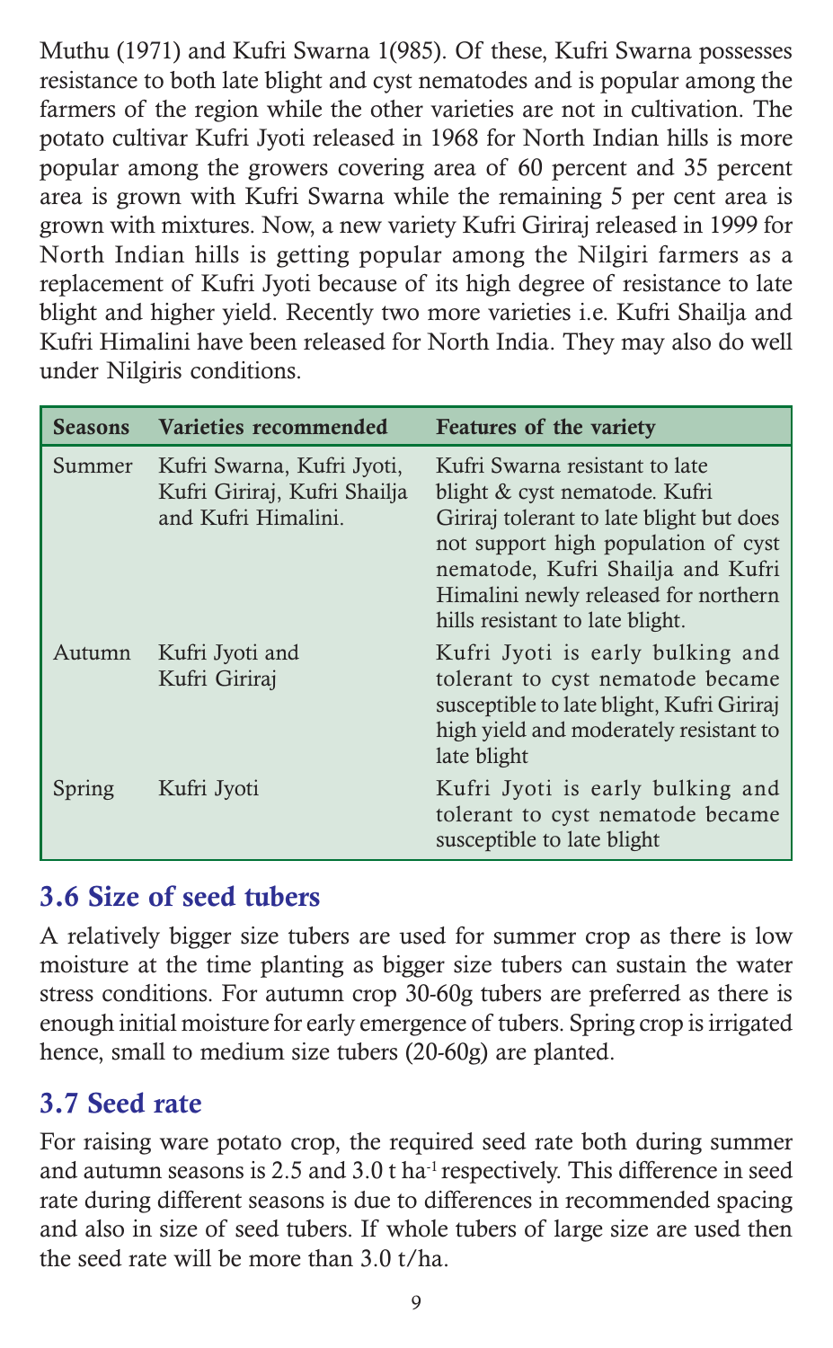Muthu (1971) and Kufri Swarna 1(985). Of these, Kufri Swarna possesses resistance to both late blight and cyst nematodes and is popular among the farmers of the region while the other varieties are not in cultivation. The potato cultivar Kufri Jyoti released in 1968 for North Indian hills is more popular among the growers covering area of 60 percent and 35 percent area is grown with Kufri Swarna while the remaining 5 per cent area is grown with mixtures. Now, a new variety Kufri Giriraj released in 1999 for North Indian hills is getting popular among the Nilgiri farmers as a replacement of Kufri Jyoti because of its high degree of resistance to late blight and higher yield. Recently two more varieties i.e. Kufri Shailja and Kufri Himalini have been released for North India. They may also do well under Nilgiris conditions.

| Seasons | Varieties recommended | Features of the variety |
|---|---|---|
| Summer | Kufri Swarna, Kufri Jyoti, Kufri Giriraj, Kufri Shailja and Kufri Himalini. | Kufri Swarna resistant to late blight & cyst nematode. Kufri Giriraj tolerant to late blight but does not support high population of cyst nematode, Kufri Shailja and Kufri Himalini newly released for northern hills resistant to late blight. |
| Autumn | Kufri Jyoti and Kufri Giriraj | Kufri Jyoti is early bulking and tolerant to cyst nematode became susceptible to late blight, Kufri Giriraj high yield and moderately resistant to late blight |
| Spring | Kufri Jyoti | Kufri Jyoti is early bulking and tolerant to cyst nematode became susceptible to late blight |

## 3.6 Size of seed tubers

A relatively bigger size tubers are used for summer crop as there is low moisture at the time planting as bigger size tubers can sustain the water stress conditions. For autumn crop 30-60g tubers are preferred as there is enough initial moisture for early emergence of tubers. Spring crop is irrigated hence, small to medium size tubers (20-60g) are planted.

## 3.7 Seed rate

For raising ware potato crop, the required seed rate both during summer and autumn seasons is 2.5 and 3.0 t $ha^{-1}$ respectively. This difference in seed rate during different seasons is due to differences in recommended spacing and also in size of seed tubers. If whole tubers of large size are used then the seed rate will be more than 3.0 t/ha.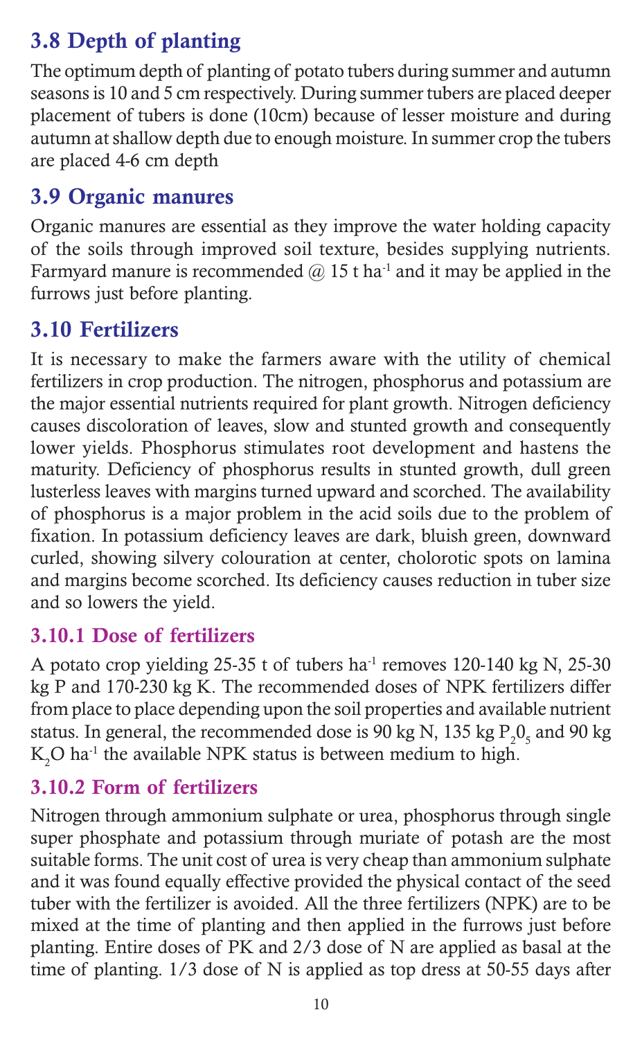## 3.8 Depth of planting

The optimum depth of planting of potato tubers during summer and autumn seasons is 10 and 5 cm respectively. During summer tubers are placed deeper placement of tubers is done (10cm) because of lesser moisture and during autumn at shallow depth due to enough moisture. In summer crop the tubers are placed 4-6 cm depth

## 3.9 Organic manures

Organic manures are essential as they improve the water holding capacity of the soils through improved soil texture, besides supplying nutrients. Farmyard manure is recommended @ 15 t $ha^{-1}$ and it may be applied in the furrows just before planting.

## 3.10 Fertilizers

It is necessary to make the farmers aware with the utility of chemical fertilizers in crop production. The nitrogen, phosphorus and potassium are the major essential nutrients required for plant growth. Nitrogen deficiency causes discoloration of leaves, slow and stunted growth and consequently lower yields. Phosphorus stimulates root development and hastens the maturity. Deficiency of phosphorus results in stunted growth, dull green lusterless leaves with margins turned upward and scorched. The availability of phosphorus is a major problem in the acid soils due to the problem of fixation. In potassium deficiency leaves are dark, bluish green, downward curled, showing silvery colouration at center, cholorotic spots on lamina and margins become scorched. Its deficiency causes reduction in tuber size and so lowers the yield.

### 3.10.1 Dose of fertilizers

A potato crop yielding 25-35 t of tubers $ha^{-1}$ removes 120-140 kg N, 25-30 kg P and 170-230 kg K. The recommended doses of NPK fertilizers differ from place to place depending upon the soil properties and available nutrient status. In general, the recommended dose is 90 kg N, 135 kg $P_20_5$ and 90 kg $K_2O$ $ha^{-1}$ the available NPK status is between medium to high.

### 3.10.2 Form of fertilizers

Nitrogen through ammonium sulphate or urea, phosphorus through single super phosphate and potassium through muriate of potash are the most suitable forms. The unit cost of urea is very cheap than ammonium sulphate and it was found equally effective provided the physical contact of the seed tuber with the fertilizer is avoided. All the three fertilizers (NPK) are to be mixed at the time of planting and then applied in the furrows just before planting. Entire doses of PK and 2/3 dose of N are applied as basal at the time of planting. 1/3 dose of N is applied as top dress at 50-55 days after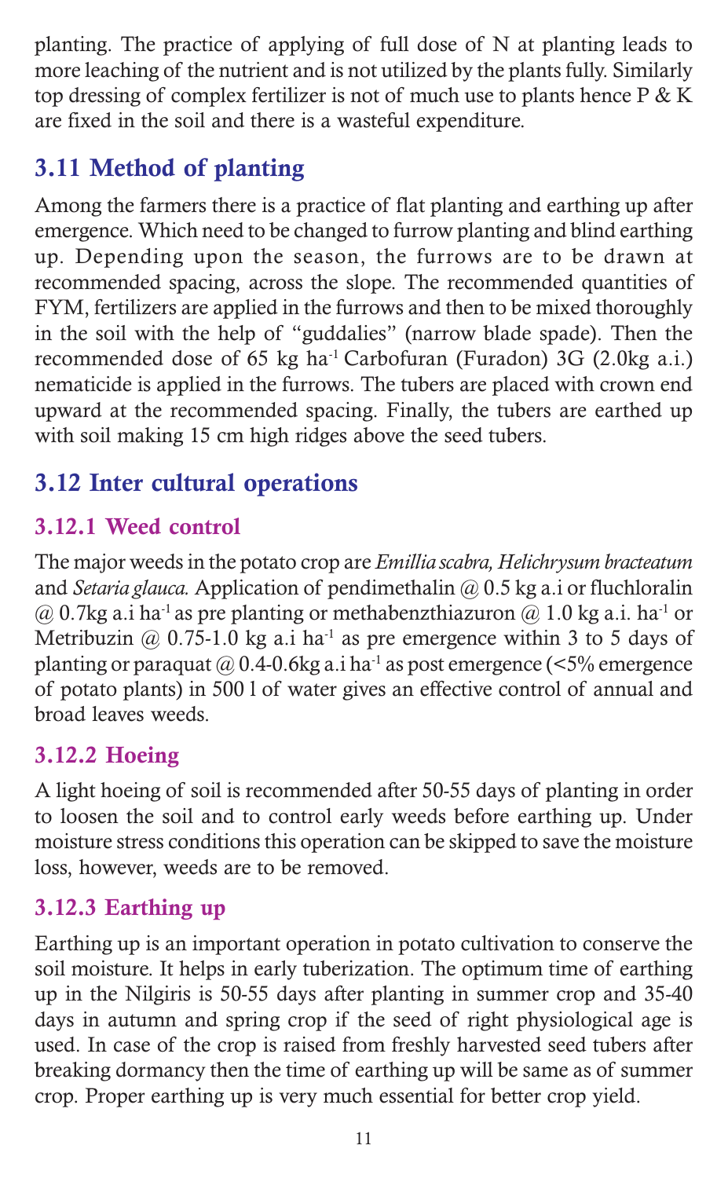planting. The practice of applying of full dose of N at planting leads to more leaching of the nutrient and is not utilized by the plants fully. Similarly top dressing of complex fertilizer is not of much use to plants hence P & K are fixed in the soil and there is a wasteful expenditure.

## 3.11 Method of planting

Among the farmers there is a practice of flat planting and earthing up after emergence. Which need to be changed to furrow planting and blind earthing up. Depending upon the season, the furrows are to be drawn at recommended spacing, across the slope. The recommended quantities of FYM, fertilizers are applied in the furrows and then to be mixed thoroughly in the soil with the help of "guddalies" (narrow blade spade). Then the recommended dose of 65 kg $ha^{-1}$ Carbofuran (Furadon) 3G (2.0kg a.i.) nematicide is applied in the furrows. The tubers are placed with crown end upward at the recommended spacing. Finally, the tubers are earthed up with soil making 15 cm high ridges above the seed tubers.

## 3.12 Inter cultural operations

### 3.12.1 Weed control

The major weeds in the potato crop are *Emillia scabra, Helichrysum bracteatum* and *Setaria glauca.* Application of pendimethalin @ 0.5 kg a.i or fluchloralin @ 0.7kg a.i $ha^{-1}$ as pre planting or methabenzthiazuron @ 1.0 kg a.i. $ha^{-1}$ or Metribuzin @ 0.75-1.0 kg a.i $ha^{-1}$ as pre emergence within 3 to 5 days of planting or paraquat @ 0.4-0.6kg a.i $ha^{-1}$ as post emergence (<5% emergence of potato plants) in 500 l of water gives an effective control of annual and broad leaves weeds.

### 3.12.2 Hoeing

A light hoeing of soil is recommended after 50-55 days of planting in order to loosen the soil and to control early weeds before earthing up. Under moisture stress conditions this operation can be skipped to save the moisture loss, however, weeds are to be removed.

### 3.12.3 Earthing up

Earthing up is an important operation in potato cultivation to conserve the soil moisture. It helps in early tuberization. The optimum time of earthing up in the Nilgiris is 50-55 days after planting in summer crop and 35-40 days in autumn and spring crop if the seed of right physiological age is used. In case of the crop is raised from freshly harvested seed tubers after breaking dormancy then the time of earthing up will be same as of summer crop. Proper earthing up is very much essential for better crop yield.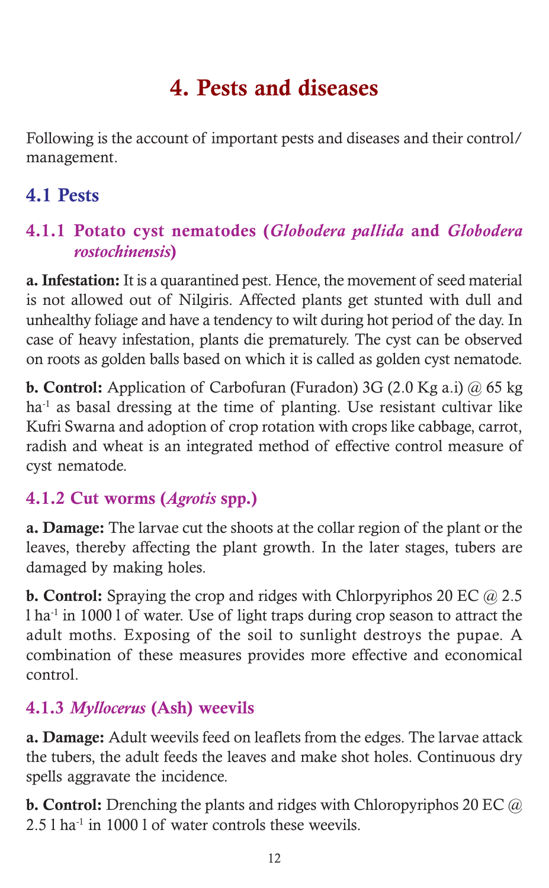# 4. Pests and diseases

Following is the account of important pests and diseases and their control/ management.

## 4.1 Pests

### 4.1.1 Potato cyst nematodes (*Globodera pallida* and *Globodera rostochinensis*)

**a. Infestation:** It is a quarantined pest. Hence, the movement of seed material is not allowed out of Nilgiris. Affected plants get stunted with dull and unhealthy foliage and have a tendency to wilt during hot period of the day. In case of heavy infestation, plants die prematurely. The cyst can be observed on roots as golden balls based on which it is called as golden cyst nematode.

**b. Control:** Application of Carbofuran (Furadon) 3G (2.0 Kg a.i) @ 65 kg $ha^{-1}$ as basal dressing at the time of planting. Use resistant cultivar like Kufri Swarna and adoption of crop rotation with crops like cabbage, carrot, radish and wheat is an integrated method of effective control measure of cyst nematode.

### 4.1.2 Cut worms (*Agrotis* spp.)

**a. Damage:** The larvae cut the shoots at the collar region of the plant or the leaves, thereby affecting the plant growth. In the later stages, tubers are damaged by making holes.

**b. Control:** Spraying the crop and ridges with Chlorpyriphos 20 EC @ 2.5 l $ha^{-1}$ in 1000 l of water. Use of light traps during crop season to attract the adult moths. Exposing of the soil to sunlight destroys the pupae. A combination of these measures provides more effective and economical control.

### 4.1.3 *Myllocerus* (Ash) weevils

**a. Damage:** Adult weevils feed on leaflets from the edges. The larvae attack the tubers, the adult feeds the leaves and make shot holes. Continuous dry spells aggravate the incidence.

**b. Control:** Drenching the plants and ridges with Chloropyriphos 20 EC @ 2.5 l $ha^{-1}$ in 1000 l of water controls these weevils.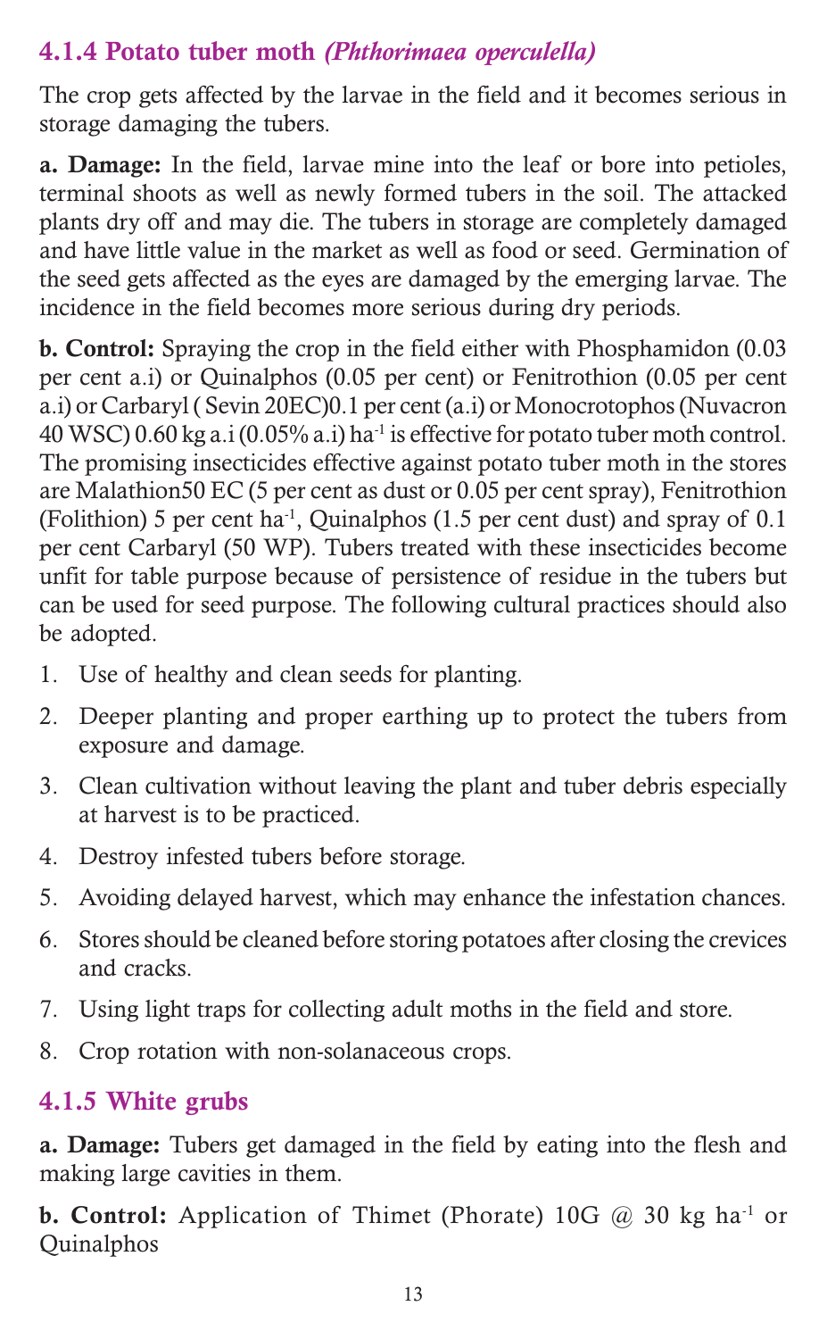### 4.1.4 Potato tuber moth *(Phthorimaea operculella)*

The crop gets affected by the larvae in the field and it becomes serious in storage damaging the tubers.

**a. Damage:** In the field, larvae mine into the leaf or bore into petioles, terminal shoots as well as newly formed tubers in the soil. The attacked plants dry off and may die. The tubers in storage are completely damaged and have little value in the market as well as food or seed. Germination of the seed gets affected as the eyes are damaged by the emerging larvae. The incidence in the field becomes more serious during dry periods.

**b. Control:** Spraying the crop in the field either with Phosphamidon (0.03 per cent a.i) or Quinalphos (0.05 per cent) or Fenitrothion (0.05 per cent a.i) or Carbaryl ( Sevin 20EC)0.1 per cent (a.i) or Monocrotophos (Nuvacron 40 WSC) 0.60 kg a.i (0.05% a.i) $ha^{-1}$ is effective for potato tuber moth control. The promising insecticides effective against potato tuber moth in the stores are Malathion50 EC (5 per cent as dust or 0.05 per cent spray), Fenitrothion (Folithion) 5 per cent $ha^{-1}$, Quinalphos (1.5 per cent dust) and spray of 0.1 per cent Carbaryl (50 WP). Tubers treated with these insecticides become unfit for table purpose because of persistence of residue in the tubers but can be used for seed purpose. The following cultural practices should also be adopted.

1. Use of healthy and clean seeds for planting.
2. Deeper planting and proper earthing up to protect the tubers from exposure and damage.
3. Clean cultivation without leaving the plant and tuber debris especially at harvest is to be practiced.
4. Destroy infested tubers before storage.
5. Avoiding delayed harvest, which may enhance the infestation chances.
6. Stores should be cleaned before storing potatoes after closing the crevices and cracks.
7. Using light traps for collecting adult moths in the field and store.
8. Crop rotation with non-solanaceous crops.

### 4.1.5 White grubs

**a. Damage:** Tubers get damaged in the field by eating into the flesh and making large cavities in them.

**b. Control:** Application of Thimet (Phorate) 10G @ 30 kg $ha^{-1}$ or Quinalphos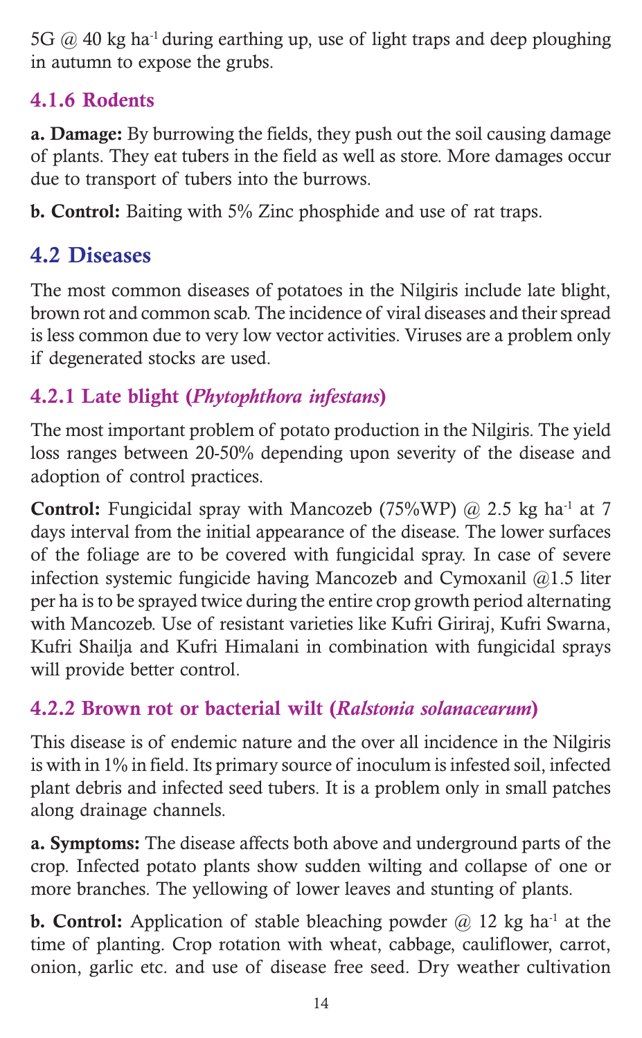5G @ 40 kg ha$^{-1}$ during earthing up, use of light traps and deep ploughing in autumn to expose the grubs.

### 4.1.6 Rodents

**a. Damage:** By burrowing the fields, they push out the soil causing damage of plants. They eat tubers in the field as well as store. More damages occur due to transport of tubers into the burrows.

**b. Control:** Baiting with 5% Zinc phosphide and use of rat traps.

## 4.2 Diseases

The most common diseases of potatoes in the Nilgiris include late blight, brown rot and common scab. The incidence of viral diseases and their spread is less common due to very low vector activities. Viruses are a problem only if degenerated stocks are used.

### 4.2.1 Late blight (*Phytophthora infestans*)

The most important problem of potato production in the Nilgiris. The yield loss ranges between 20-50% depending upon severity of the disease and adoption of control practices.

**Control:** Fungicidal spray with Mancozeb (75%WP) @ 2.5 kg ha$^{-1}$ at 7 days interval from the initial appearance of the disease. The lower surfaces of the foliage are to be covered with fungicidal spray. In case of severe infection systemic fungicide having Mancozeb and Cymoxanil @1.5 liter per ha is to be sprayed twice during the entire crop growth period alternating with Mancozeb. Use of resistant varieties like Kufri Giriraj, Kufri Swarna, Kufri Shailja and Kufri Himalani in combination with fungicidal sprays will provide better control.

### 4.2.2 Brown rot or bacterial wilt (*Ralstonia solanacearum*)

This disease is of endemic nature and the over all incidence in the Nilgiris is with in 1% in field. Its primary source of inoculum is infested soil, infected plant debris and infected seed tubers. It is a problem only in small patches along drainage channels.

**a. Symptoms:** The disease affects both above and underground parts of the crop. Infected potato plants show sudden wilting and collapse of one or more branches. The yellowing of lower leaves and stunting of plants.

**b. Control:** Application of stable bleaching powder @ 12 kg ha$^{-1}$ at the time of planting. Crop rotation with wheat, cabbage, cauliflower, carrot, onion, garlic etc. and use of disease free seed. Dry weather cultivation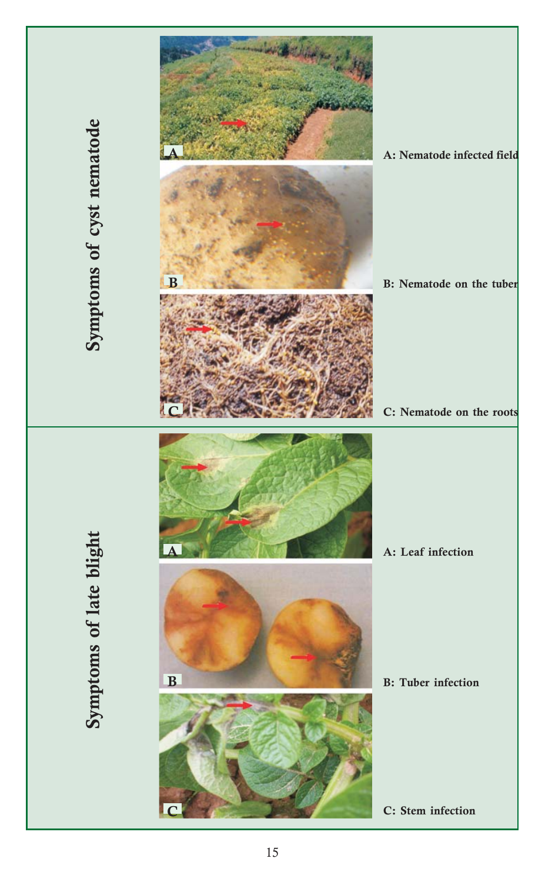## Symptoms of cyst nematode

A: Nematode infected field

B: Nematode on the tuber

C: Nematode on the roots

## Symptoms of late blight

A: Leaf infection

B: Tuber infection

C: Stem infection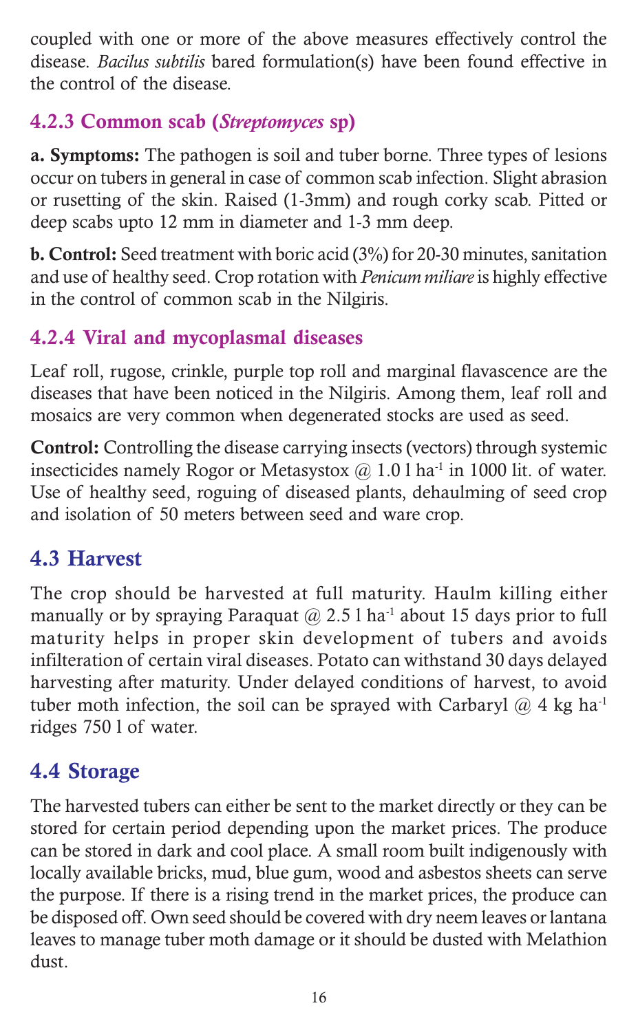coupled with one or more of the above measures effectively control the disease. *Bacilus subtilis* bared formulation(s) have been found effective in the control of the disease.

### 4.2.3 Common scab (*Streptomyces* sp)

**a. Symptoms:** The pathogen is soil and tuber borne. Three types of lesions occur on tubers in general in case of common scab infection. Slight abrasion or rusetting of the skin. Raised (1-3mm) and rough corky scab. Pitted or deep scabs upto 12 mm in diameter and 1-3 mm deep.

**b. Control:** Seed treatment with boric acid (3%) for 20-30 minutes, sanitation and use of healthy seed. Crop rotation with *Penicum miliare* is highly effective in the control of common scab in the Nilgiris.

### 4.2.4 Viral and mycoplasmal diseases

Leaf roll, rugose, crinkle, purple top roll and marginal flavascence are the diseases that have been noticed in the Nilgiris. Among them, leaf roll and mosaics are very common when degenerated stocks are used as seed.

**Control:** Controlling the disease carrying insects (vectors) through systemic insecticides namely Rogor or Metasystox @ 1.0 l $ha^{-1}$ in 1000 lit. of water. Use of healthy seed, roguing of diseased plants, dehaulming of seed crop and isolation of 50 meters between seed and ware crop.

## 4.3 Harvest

The crop should be harvested at full maturity. Haulm killing either manually or by spraying Paraquat @ 2.5 l $ha^{-1}$ about 15 days prior to full maturity helps in proper skin development of tubers and avoids infilteration of certain viral diseases. Potato can withstand 30 days delayed harvesting after maturity. Under delayed conditions of harvest, to avoid tuber moth infection, the soil can be sprayed with Carbaryl @ 4 kg $ha^{-1}$ ridges 750 l of water.

## 4.4 Storage

The harvested tubers can either be sent to the market directly or they can be stored for certain period depending upon the market prices. The produce can be stored in dark and cool place. A small room built indigenously with locally available bricks, mud, blue gum, wood and asbestos sheets can serve the purpose. If there is a rising trend in the market prices, the produce can be disposed off. Own seed should be covered with dry neem leaves or lantana leaves to manage tuber moth damage or it should be dusted with Melathion dust.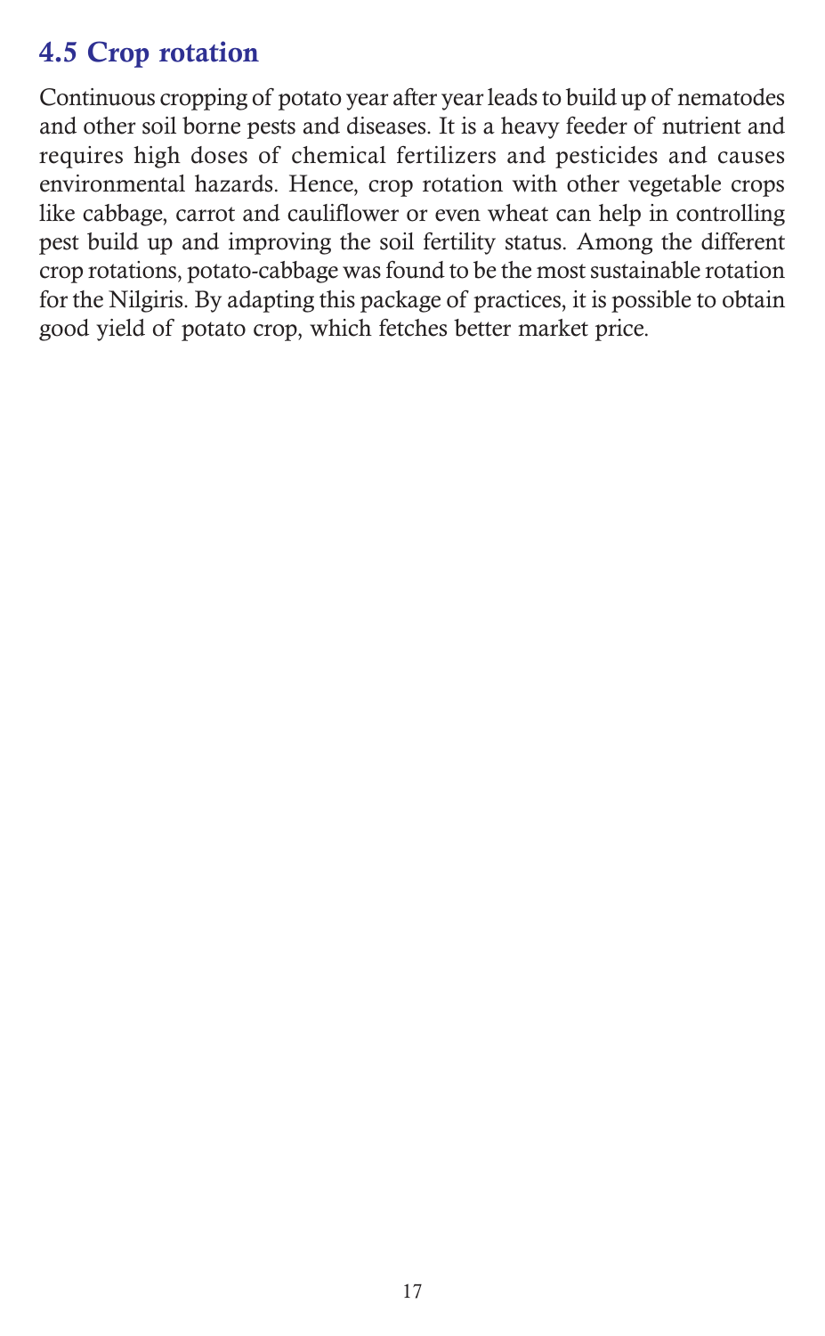## 4.5 Crop rotation

Continuous cropping of potato year after year leads to build up of nematodes and other soil borne pests and diseases. It is a heavy feeder of nutrient and requires high doses of chemical fertilizers and pesticides and causes environmental hazards. Hence, crop rotation with other vegetable crops like cabbage, carrot and cauliflower or even wheat can help in controlling pest build up and improving the soil fertility status. Among the different crop rotations, potato-cabbage was found to be the most sustainable rotation for the Nilgiris. By adapting this package of practices, it is possible to obtain good yield of potato crop, which fetches better market price.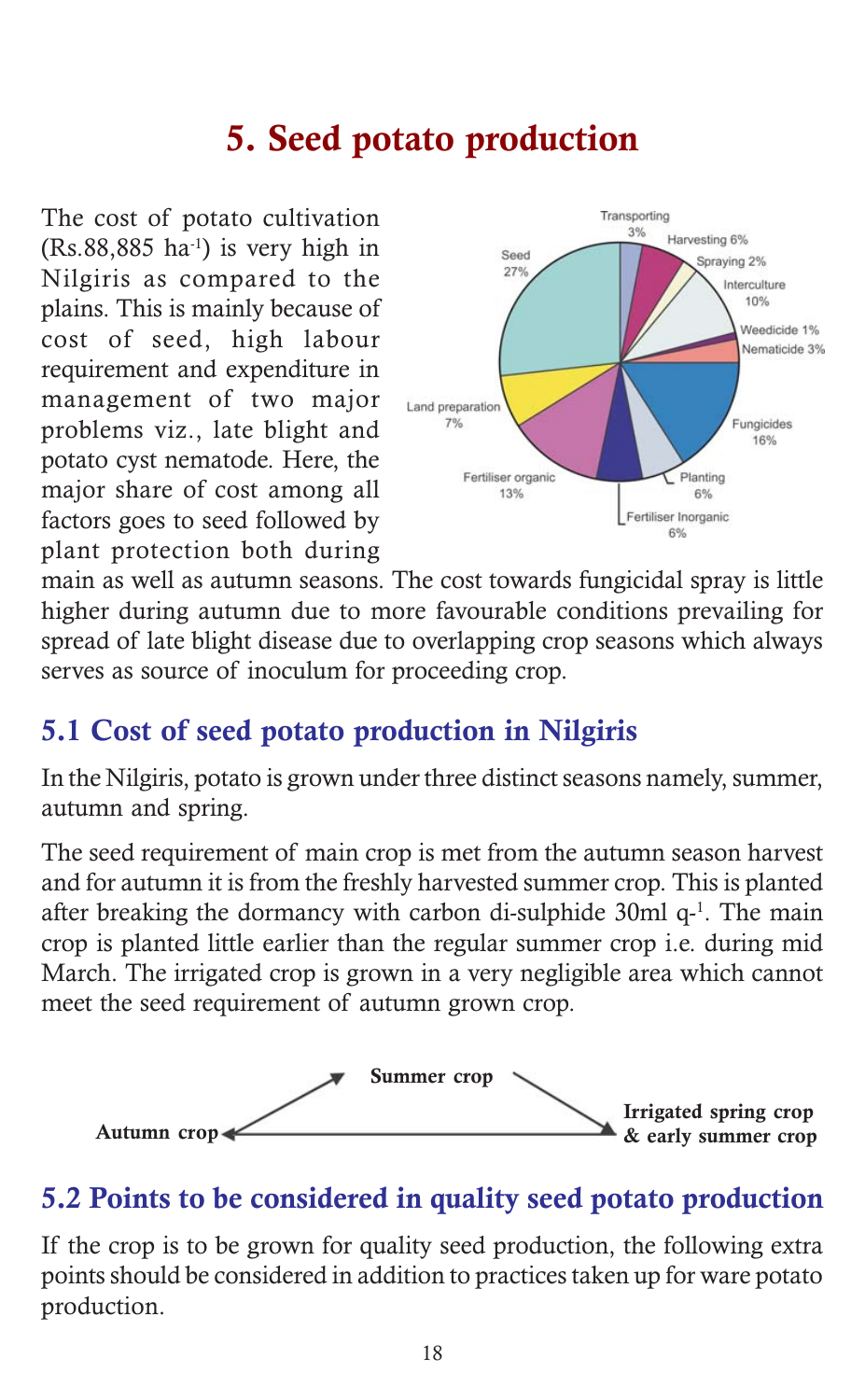# 5. Seed potato production

The cost of potato cultivation (Rs.88,885 $ha^{-1}$) is very high in Nilgiris as compared to the plains. This is mainly because of cost of seed, high labour requirement and expenditure in management of two major problems viz., late blight and potato cyst nematode. Here, the major share of cost among all factors goes to seed followed by plant protection both during main as well as autumn seasons. The cost towards fungicidal spray is little higher during autumn due to more favourable conditions prevailing for spread of late blight disease due to overlapping crop seasons which always serves as source of inoculum for proceeding crop.

Transporting 3%
Harvesting 6%
Spraying 2%
Interculture 10%
Weedicide 1%
Nematicide 3%
Fungicides 16%
Planting 6%
Fertiliser Inorganic 6%
Fertiliser organic 13%
Land preparation 7%
Seed 27%

## 5.1 Cost of seed potato production in Nilgiris

In the Nilgiris, potato is grown under three distinct seasons namely, summer, autumn and spring.

The seed requirement of main crop is met from the autumn season harvest and for autumn it is from the freshly harvested summer crop. This is planted after breaking the dormancy with carbon di-sulphide 30ml $q^{-1}$. The main crop is planted little earlier than the regular summer crop i.e. during mid March. The irrigated crop is grown in a very negligible area which cannot meet the seed requirement of autumn grown crop.

**Summer crop**

**Irrigated spring crop & early summer crop**

**Autumn crop**

## 5.2 Points to be considered in quality seed potato production

If the crop is to be grown for quality seed production, the following extra points should be considered in addition to practices taken up for ware potato production.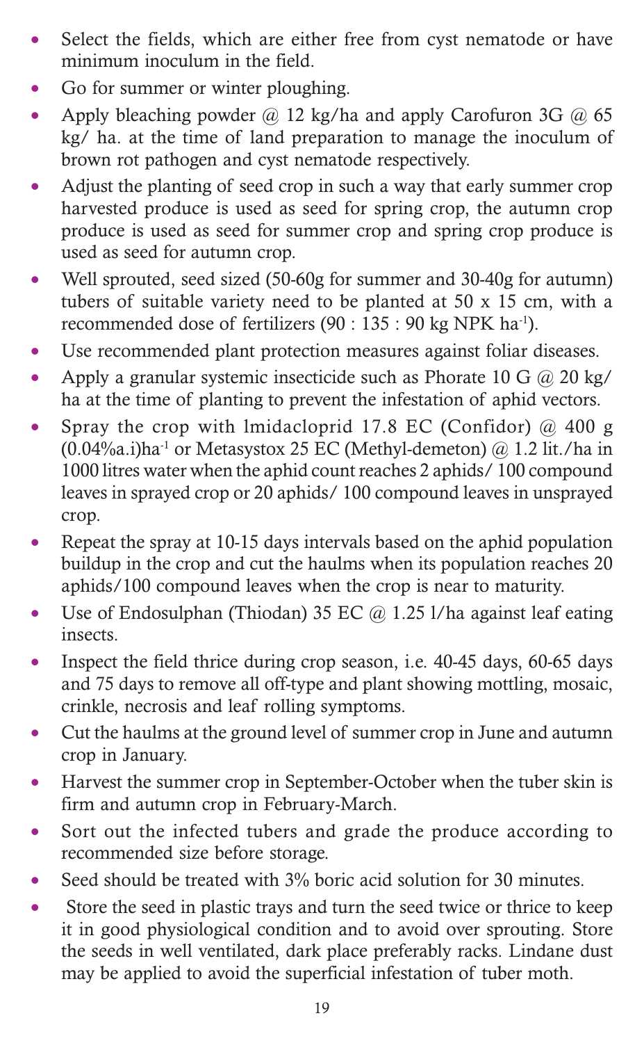- Select the fields, which are either free from cyst nematode or have minimum inoculum in the field.
- Go for summer or winter ploughing.
- Apply bleaching powder @ 12 kg/ha and apply Carofuron 3G @ 65 kg/ ha. at the time of land preparation to manage the inoculum of brown rot pathogen and cyst nematode respectively.
- Adjust the planting of seed crop in such a way that early summer crop harvested produce is used as seed for spring crop, the autumn crop produce is used as seed for summer crop and spring crop produce is used as seed for autumn crop.
- Well sprouted, seed sized (50-60g for summer and 30-40g for autumn) tubers of suitable variety need to be planted at 50 x 15 cm, with a recommended dose of fertilizers (90 : 135 : 90 kg NPK $ha^{-1}$).
- Use recommended plant protection measures against foliar diseases.
- Apply a granular systemic insecticide such as Phorate 10 G @ 20 kg/ ha at the time of planting to prevent the infestation of aphid vectors.
- Spray the crop with lmidacloprid 17.8 EC (Confidor) @ 400 g (0.04%a.i)$ha^{-1}$ or Metasystox 25 EC (Methyl-demeton) @ 1.2 lit./ha in 1000 litres water when the aphid count reaches 2 aphids/ 100 compound leaves in sprayed crop or 20 aphids/ 100 compound leaves in unsprayed crop.
- Repeat the spray at 10-15 days intervals based on the aphid population buildup in the crop and cut the haulms when its population reaches 20 aphids/100 compound leaves when the crop is near to maturity.
- Use of Endosulphan (Thiodan) 35 EC @ 1.25 l/ha against leaf eating insects.
- Inspect the field thrice during crop season, i.e. 40-45 days, 60-65 days and 75 days to remove all off-type and plant showing mottling, mosaic, crinkle, necrosis and leaf rolling symptoms.
- Cut the haulms at the ground level of summer crop in June and autumn crop in January.
- Harvest the summer crop in September-October when the tuber skin is firm and autumn crop in February-March.
- Sort out the infected tubers and grade the produce according to recommended size before storage.
- Seed should be treated with 3% boric acid solution for 30 minutes.
- Store the seed in plastic trays and turn the seed twice or thrice to keep it in good physiological condition and to avoid over sprouting. Store the seeds in well ventilated, dark place preferably racks. Lindane dust may be applied to avoid the superficial infestation of tuber moth.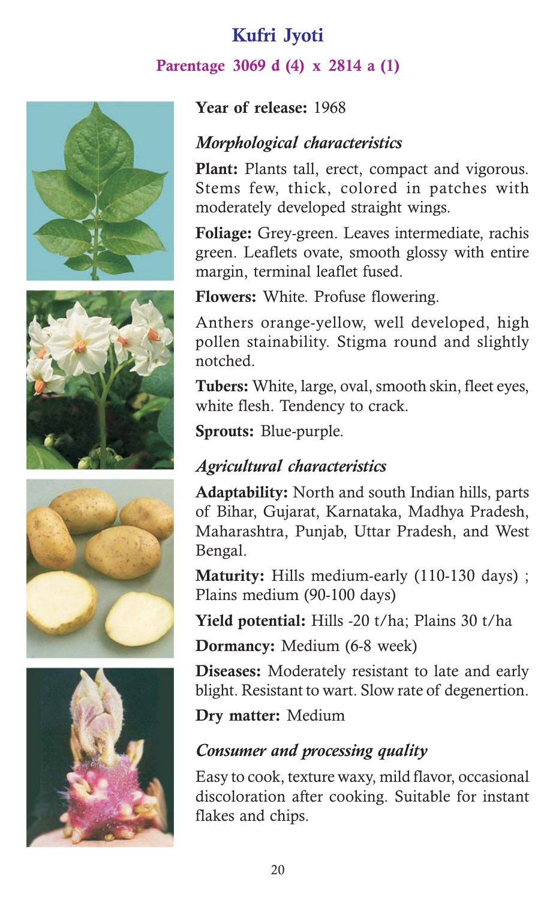# Kufri Jyoti

## Parentage 3069 d (4) x 2814 a (1)

**Year of release:** 1968

### *Morphological characteristics*

**Plant:** Plants tall, erect, compact and vigorous. Stems few, thick, colored in patches with moderately developed straight wings.

**Foliage:** Grey-green. Leaves intermediate, rachis green. Leaflets ovate, smooth glossy with entire margin, terminal leaflet fused.

**Flowers:** White. Profuse flowering.

Anthers orange-yellow, well developed, high pollen stainability. Stigma round and slightly notched.

**Tubers:** White, large, oval, smooth skin, fleet eyes, white flesh. Tendency to crack.

**Sprouts:** Blue-purple.

### *Agricultural characteristics*

**Adaptability:** North and south Indian hills, parts of Bihar, Gujarat, Karnataka, Madhya Pradesh, Maharashtra, Punjab, Uttar Pradesh, and West Bengal.

**Maturity:** Hills medium-early (110-130 days) ; Plains medium (90-100 days)

**Yield potential:** Hills -20 t/ha; Plains 30 t/ha

**Dormancy:** Medium (6-8 week)

**Diseases:** Moderately resistant to late and early blight. Resistant to wart. Slow rate of degenertion.

**Dry matter:** Medium

### *Consumer and processing quality*

Easy to cook, texture waxy, mild flavor, occasional discoloration after cooking. Suitable for instant flakes and chips.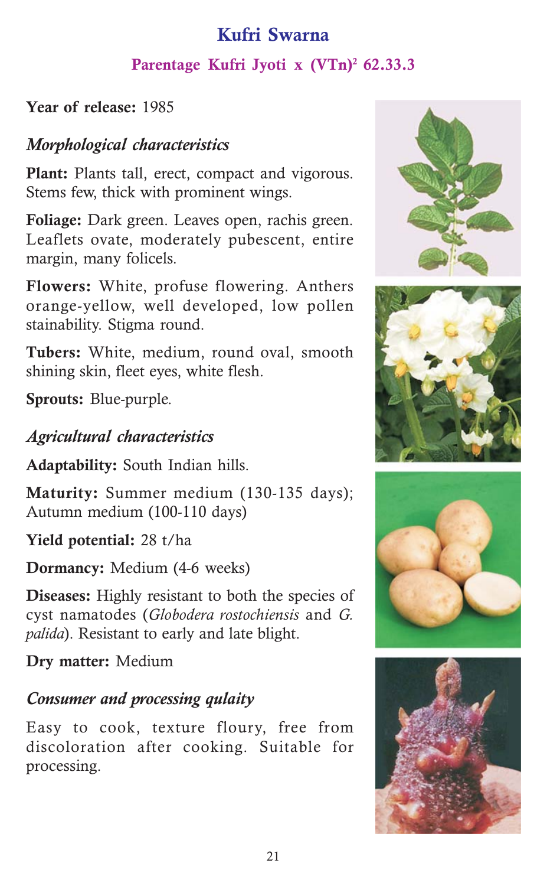# Kufri Swarna

## Parentage Kufri Jyoti x $(VTn)^2$ 62.33.3

**Year of release:** 1985

### *Morphological characteristics*

**Plant:** Plants tall, erect, compact and vigorous. Stems few, thick with prominent wings.

**Foliage:** Dark green. Leaves open, rachis green. Leaflets ovate, moderately pubescent, entire margin, many folicels.

**Flowers:** White, profuse flowering. Anthers orange-yellow, well developed, low pollen stainability. Stigma round.

**Tubers:** White, medium, round oval, smooth shining skin, fleet eyes, white flesh.

**Sprouts:** Blue-purple.

### *Agricultural characteristics*

**Adaptability:** South Indian hills.

**Maturity:** Summer medium (130-135 days); Autumn medium (100-110 days)

**Yield potential:** 28 t/ha

**Dormancy:** Medium (4-6 weeks)

**Diseases:** Highly resistant to both the species of cyst namatodes (*Globodera rostochiensis* and *G. palida*). Resistant to early and late blight.

**Dry matter:** Medium

### *Consumer and processing qulaity*

Easy to cook, texture floury, free from discoloration after cooking. Suitable for processing.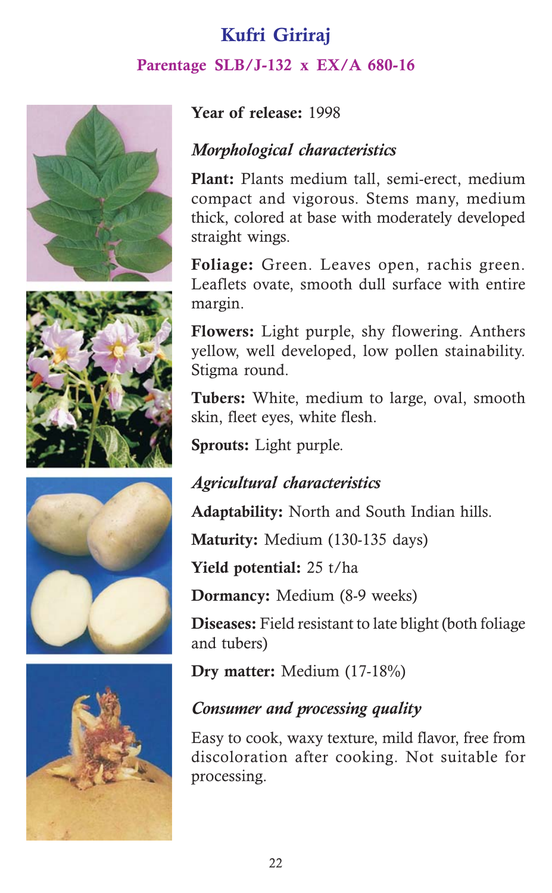# Kufri Giriraj

## Parentage SLB/J-132 x EX/A 680-16

**Year of release:** 1998

### *Morphological characteristics*

**Plant:** Plants medium tall, semi-erect, medium compact and vigorous. Stems many, medium thick, colored at base with moderately developed straight wings.

**Foliage:** Green. Leaves open, rachis green. Leaflets ovate, smooth dull surface with entire margin.

**Flowers:** Light purple, shy flowering. Anthers yellow, well developed, low pollen stainability. Stigma round.

**Tubers:** White, medium to large, oval, smooth skin, fleet eyes, white flesh.

**Sprouts:** Light purple.

### *Agricultural characteristics*

**Adaptability:** North and South Indian hills.

**Maturity:** Medium (130-135 days)

**Yield potential:** 25 t/ha

**Dormancy:** Medium (8-9 weeks)

**Diseases:** Field resistant to late blight (both foliage and tubers)

**Dry matter:** Medium (17-18%)

### *Consumer and processing quality*

Easy to cook, waxy texture, mild flavor, free from discoloration after cooking. Not suitable for processing.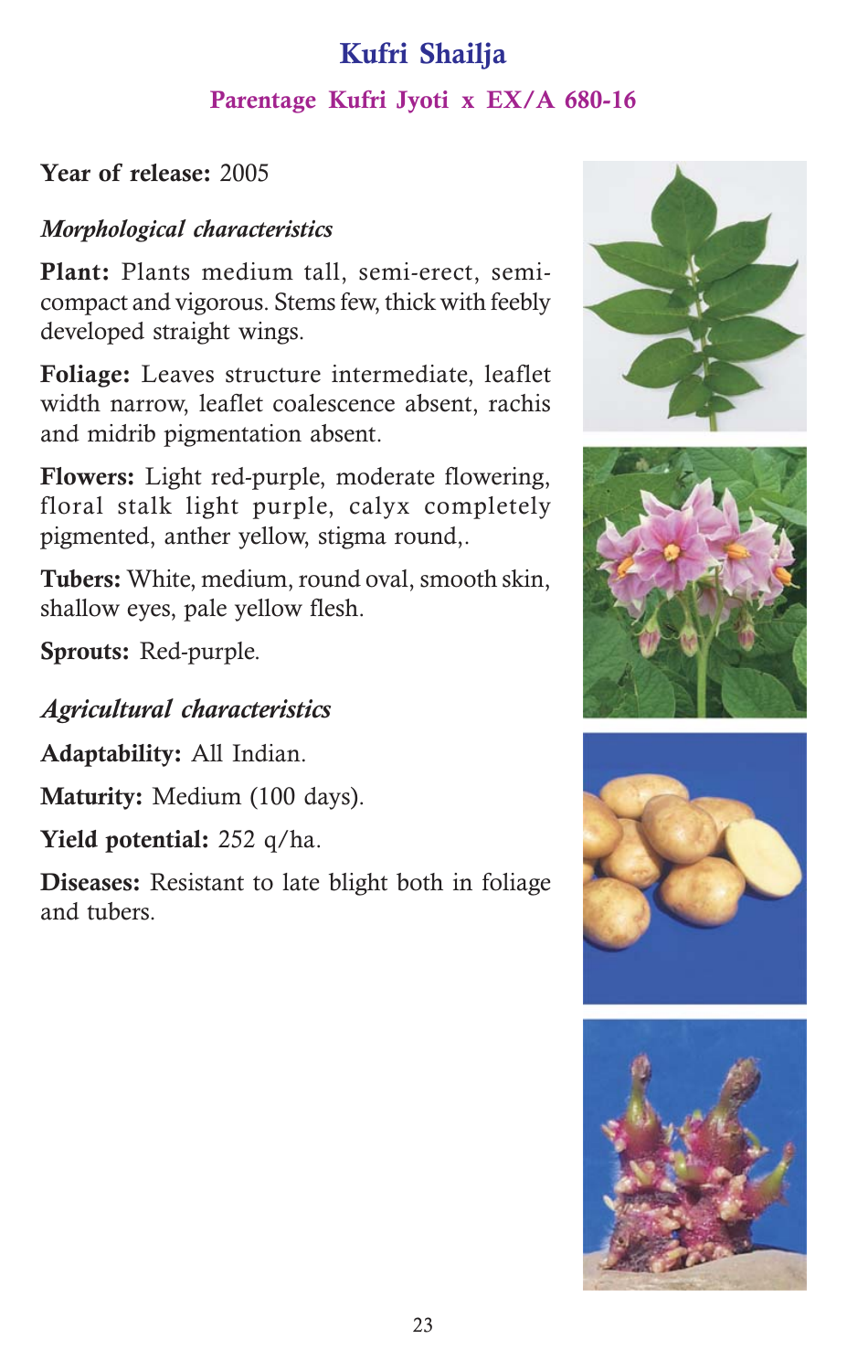# Kufri Shailja

## Parentage Kufri Jyoti x EX/A 680-16

**Year of release:** 2005

*Morphological characteristics*

**Plant:** Plants medium tall, semi-erect, semi-compact and vigorous. Stems few, thick with feebly developed straight wings.

**Foliage:** Leaves structure intermediate, leaflet width narrow, leaflet coalescence absent, rachis and midrib pigmentation absent.

**Flowers:** Light red-purple, moderate flowering, floral stalk light purple, calyx completely pigmented, anther yellow, stigma round,.

**Tubers:** White, medium, round oval, smooth skin, shallow eyes, pale yellow flesh.

**Sprouts:** Red-purple.

*Agricultural characteristics*

**Adaptability:** All Indian.

**Maturity:** Medium (100 days).

**Yield potential:** 252 q/ha.

**Diseases:** Resistant to late blight both in foliage and tubers.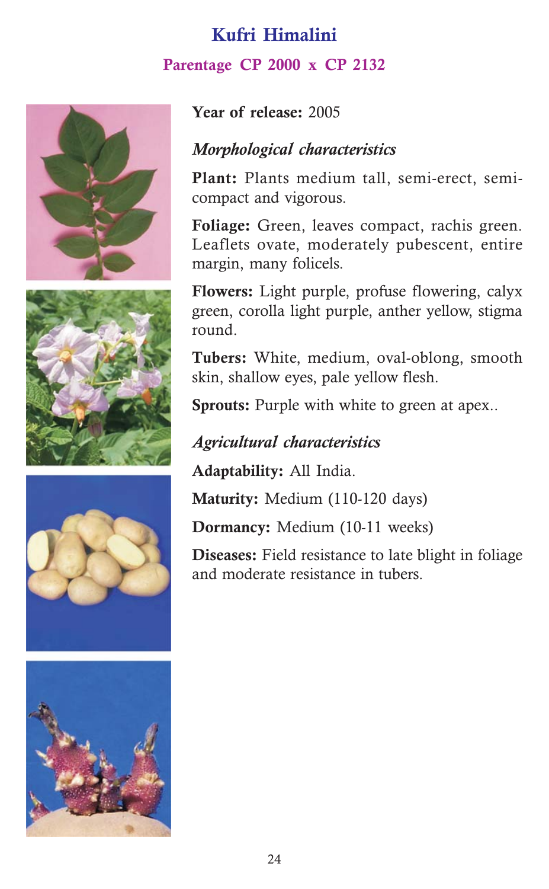# Kufri Himalini

## Parentage CP 2000 x CP 2132

**Year of release:** 2005

### *Morphological characteristics*

**Plant:** Plants medium tall, semi-erect, semi-compact and vigorous.

**Foliage:** Green, leaves compact, rachis green. Leaflets ovate, moderately pubescent, entire margin, many folicels.

**Flowers:** Light purple, profuse flowering, calyx green, corolla light purple, anther yellow, stigma round.

**Tubers:** White, medium, oval-oblong, smooth skin, shallow eyes, pale yellow flesh.

**Sprouts:** Purple with white to green at apex..

### *Agricultural characteristics*

**Adaptability:** All India.

**Maturity:** Medium (110-120 days)

**Dormancy:** Medium (10-11 weeks)

**Diseases:** Field resistance to late blight in foliage and moderate resistance in tubers.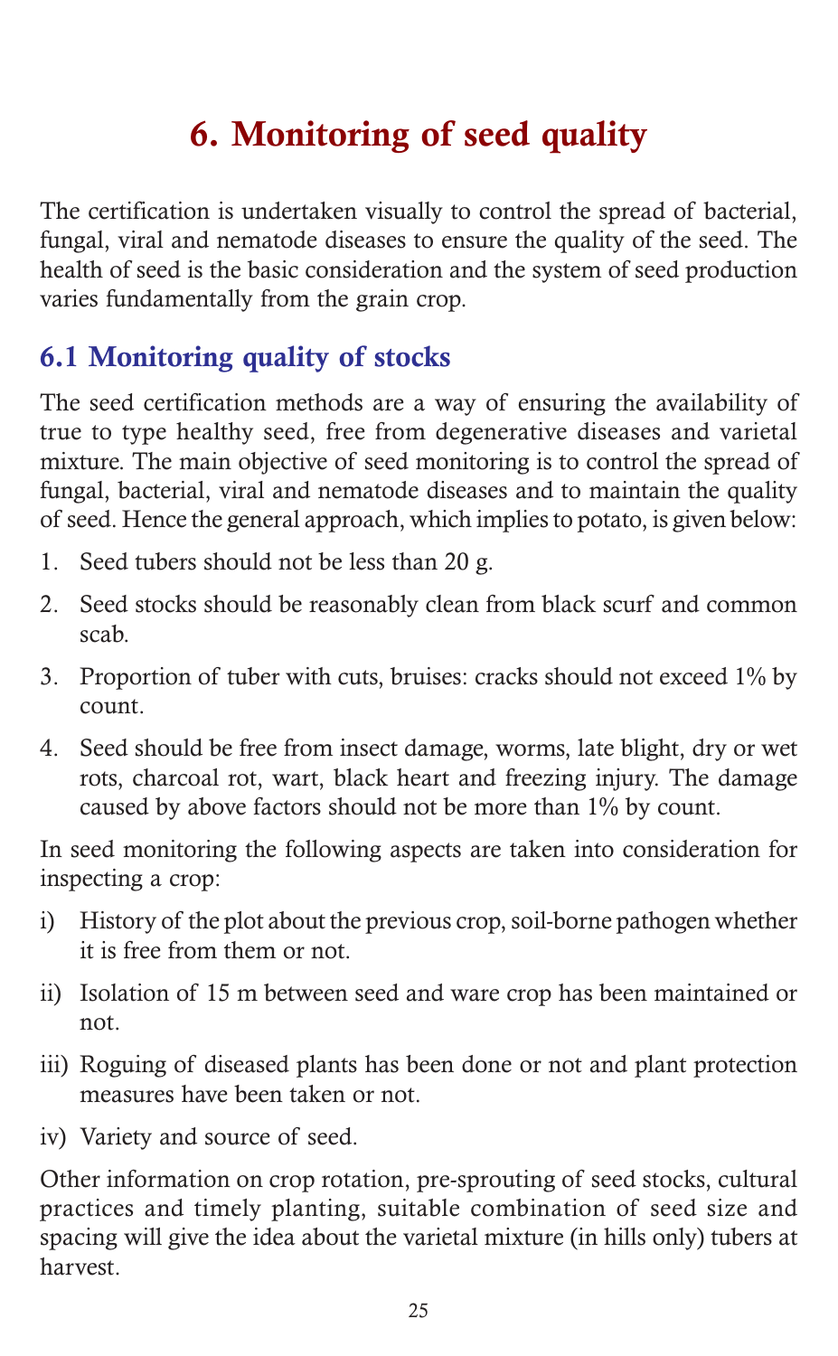# 6. Monitoring of seed quality

The certification is undertaken visually to control the spread of bacterial, fungal, viral and nematode diseases to ensure the quality of the seed. The health of seed is the basic consideration and the system of seed production varies fundamentally from the grain crop.

## 6.1 Monitoring quality of stocks

The seed certification methods are a way of ensuring the availability of true to type healthy seed, free from degenerative diseases and varietal mixture. The main objective of seed monitoring is to control the spread of fungal, bacterial, viral and nematode diseases and to maintain the quality of seed. Hence the general approach, which implies to potato, is given below:

1. Seed tubers should not be less than 20 g.
2. Seed stocks should be reasonably clean from black scurf and common scab.
3. Proportion of tuber with cuts, bruises: cracks should not exceed 1% by count.
4. Seed should be free from insect damage, worms, late blight, dry or wet rots, charcoal rot, wart, black heart and freezing injury. The damage caused by above factors should not be more than 1% by count.

In seed monitoring the following aspects are taken into consideration for inspecting a crop:

i) History of the plot about the previous crop, soil-borne pathogen whether it is free from them or not.

ii) Isolation of 15 m between seed and ware crop has been maintained or not.

iii) Roguing of diseased plants has been done or not and plant protection measures have been taken or not.

iv) Variety and source of seed.

Other information on crop rotation, pre-sprouting of seed stocks, cultural practices and timely planting, suitable combination of seed size and spacing will give the idea about the varietal mixture (in hills only) tubers at harvest.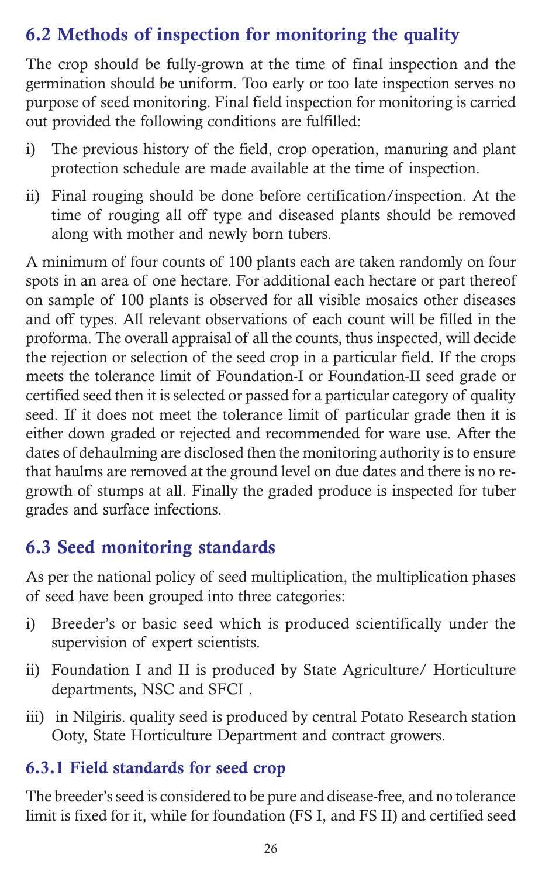## 6.2 Methods of inspection for monitoring the quality

The crop should be fully-grown at the time of final inspection and the germination should be uniform. Too early or too late inspection serves no purpose of seed monitoring. Final field inspection for monitoring is carried out provided the following conditions are fulfilled:

i) The previous history of the field, crop operation, manuring and plant protection schedule are made available at the time of inspection.

ii) Final rouging should be done before certification/inspection. At the time of rouging all off type and diseased plants should be removed along with mother and newly born tubers.

A minimum of four counts of 100 plants each are taken randomly on four spots in an area of one hectare. For additional each hectare or part thereof on sample of 100 plants is observed for all visible mosaics other diseases and off types. All relevant observations of each count will be filled in the proforma. The overall appraisal of all the counts, thus inspected, will decide the rejection or selection of the seed crop in a particular field. If the crops meets the tolerance limit of Foundation-I or Foundation-II seed grade or certified seed then it is selected or passed for a particular category of quality seed. If it does not meet the tolerance limit of particular grade then it is either down graded or rejected and recommended for ware use. After the dates of dehaulming are disclosed then the monitoring authority is to ensure that haulms are removed at the ground level on due dates and there is no re-growth of stumps at all. Finally the graded produce is inspected for tuber grades and surface infections.

## 6.3 Seed monitoring standards

As per the national policy of seed multiplication, the multiplication phases of seed have been grouped into three categories:

i) Breeder's or basic seed which is produced scientifically under the supervision of expert scientists.

ii) Foundation I and II is produced by State Agriculture/ Horticulture departments, NSC and SFCI .

iii) in Nilgiris. quality seed is produced by central Potato Research station Ooty, State Horticulture Department and contract growers.

### 6.3.1 Field standards for seed crop

The breeder's seed is considered to be pure and disease-free, and no tolerance limit is fixed for it, while for foundation (FS I, and FS II) and certified seed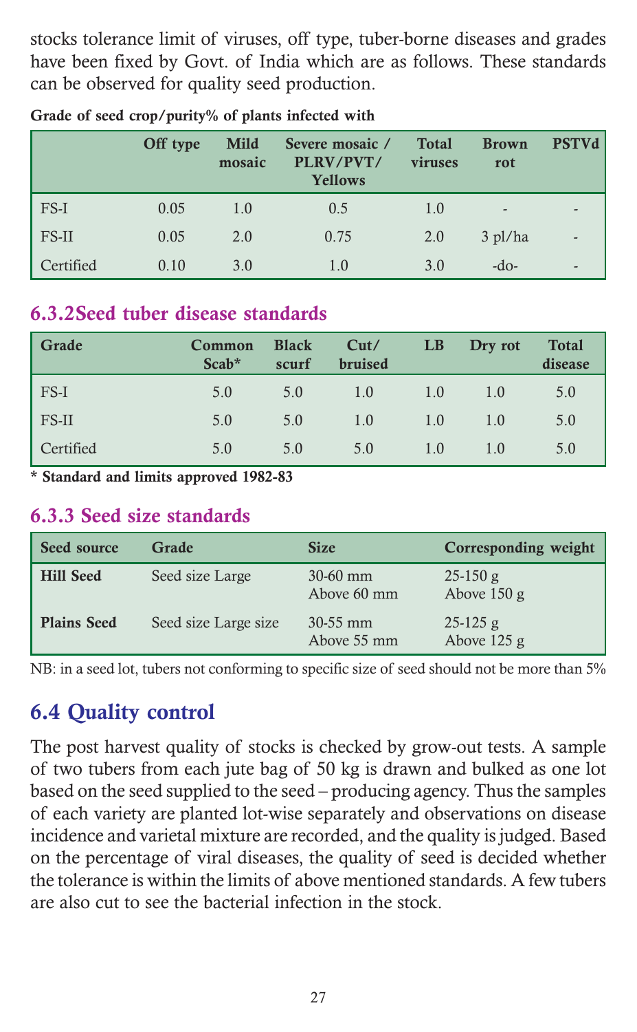stocks tolerance limit of viruses, off type, tuber-borne diseases and grades have been fixed by Govt. of India which are as follows. These standards can be observed for quality seed production.

**Grade of seed crop/purity% of plants infected with**

| | Off type | Mild mosaic | Severe mosaic / PLRV/PVT/ Yellows | Total viruses | Brown rot | PSTVd |
|---|---|---|---|---|---|---|
| FS-I | 0.05 | 1.0 | 0.5 | 1.0 | - | - |
| FS-II | 0.05 | 2.0 | 0.75 | 2.0 | 3 pl/ha | - |
| Certified | 0.10 | 3.0 | 1.0 | 3.0 | -do- | - |

### 6.3.2Seed tuber disease standards

| Grade | Common Scab* | Black scurf | Cut/ bruised | LB | Dry rot | Total disease |
|---|---|---|---|---|---|---|
| FS-I | 5.0 | 5.0 | 1.0 | 1.0 | 1.0 | 5.0 |
| FS-II | 5.0 | 5.0 | 1.0 | 1.0 | 1.0 | 5.0 |
| Certified | 5.0 | 5.0 | 5.0 | 1.0 | 1.0 | 5.0 |

**\* Standard and limits approved 1982-83**

### 6.3.3 Seed size standards

| Seed source | Grade | Size | Corresponding weight |
|---|---|---|---|
| **Hill Seed** | Seed size Large | 30-60 mm<br>Above 60 mm | 25-150 g<br>Above 150 g |
| **Plains Seed** | Seed size Large size | 30-55 mm<br>Above 55 mm | 25-125 g<br>Above 125 g |

NB: in a seed lot, tubers not conforming to specific size of seed should not be more than 5%

## 6.4 Quality control

The post harvest quality of stocks is checked by grow-out tests. A sample of two tubers from each jute bag of 50 kg is drawn and bulked as one lot based on the seed supplied to the seed – producing agency. Thus the samples of each variety are planted lot-wise separately and observations on disease incidence and varietal mixture are recorded, and the quality is judged. Based on the percentage of viral diseases, the quality of seed is decided whether the tolerance is within the limits of above mentioned standards. A few tubers are also cut to see the bacterial infection in the stock.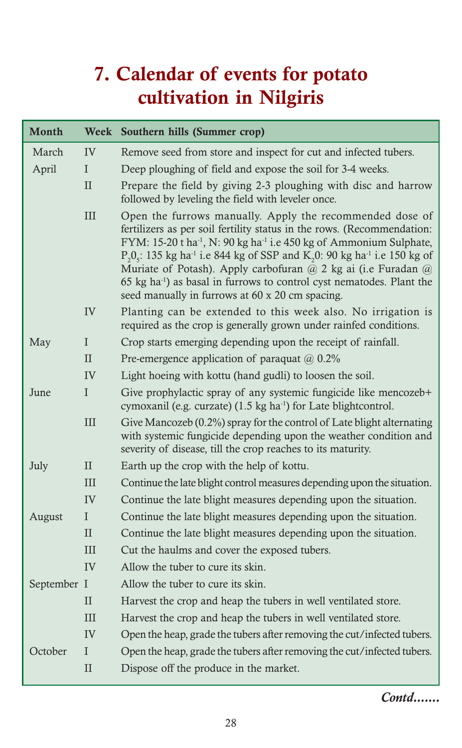# 7. Calendar of events for potato cultivation in Nilgiris

| Month | Week | Southern hills (Summer crop) |
|---|---|---|
| March | IV | Remove seed from store and inspect for cut and infected tubers. |
| April | I | Deep ploughing of field and expose the soil for 3-4 weeks. |
| | II | Prepare the field by giving 2-3 ploughing with disc and harrow followed by leveling the field with leveler once. |
| | III | Open the furrows manually. Apply the recommended dose of fertilizers as per soil fertility status in the rows. (Recommendation: FYM: 15-20 t $ha^{-1}$, N: 90 kg $ha^{-1}$ i.e 450 kg of Ammonium Sulphate, $P_2O_5$: 135 kg $ha^{-1}$ i.e 844 kg of SSP and $K_2O$: 90 kg $ha^{-1}$ i.e 150 kg of Muriate of Potash). Apply carbofuran @ 2 kg ai (i.e Furadan @ 65 kg $ha^{-1}$) as basal in furrows to control cyst nematodes. Plant the seed manually in furrows at 60 x 20 cm spacing. |
| | IV | Planting can be extended to this week also. No irrigation is required as the crop is generally grown under rainfed conditions. |
| May | I | Crop starts emerging depending upon the receipt of rainfall. |
| | II | Pre-emergence application of paraquat @ 0.2% |
| | IV | Light hoeing with kottu (hand gudli) to loosen the soil. |
| June | I | Give prophylactic spray of any systemic fungicide like mencozeb+ cymoxanil (e.g. curzate) (1.5 kg $ha^{-1}$) for Late blightcontrol. |
| | III | Give Mancozeb (0.2%) spray for the control of Late blight alternating with systemic fungicide depending upon the weather condition and severity of disease, till the crop reaches to its maturity. |
| July | II | Earth up the crop with the help of kottu. |
| | III | Continue the late blight control measures depending upon the situation. |
| | IV | Continue the late blight measures depending upon the situation. |
| August | I | Continue the late blight measures depending upon the situation. |
| | II | Continue the late blight measures depending upon the situation. |
| | III | Cut the haulms and cover the exposed tubers. |
| | IV | Allow the tuber to cure its skin. |
| September | I | Allow the tuber to cure its skin. |
| | II | Harvest the crop and heap the tubers in well ventilated store. |
| | III | Harvest the crop and heap the tubers in well ventilated store. |
| | IV | Open the heap, grade the tubers after removing the cut/infected tubers. |
| October | I | Open the heap, grade the tubers after removing the cut/infected tubers. |
| | II | Dispose off the produce in the market. |

***Contd.......***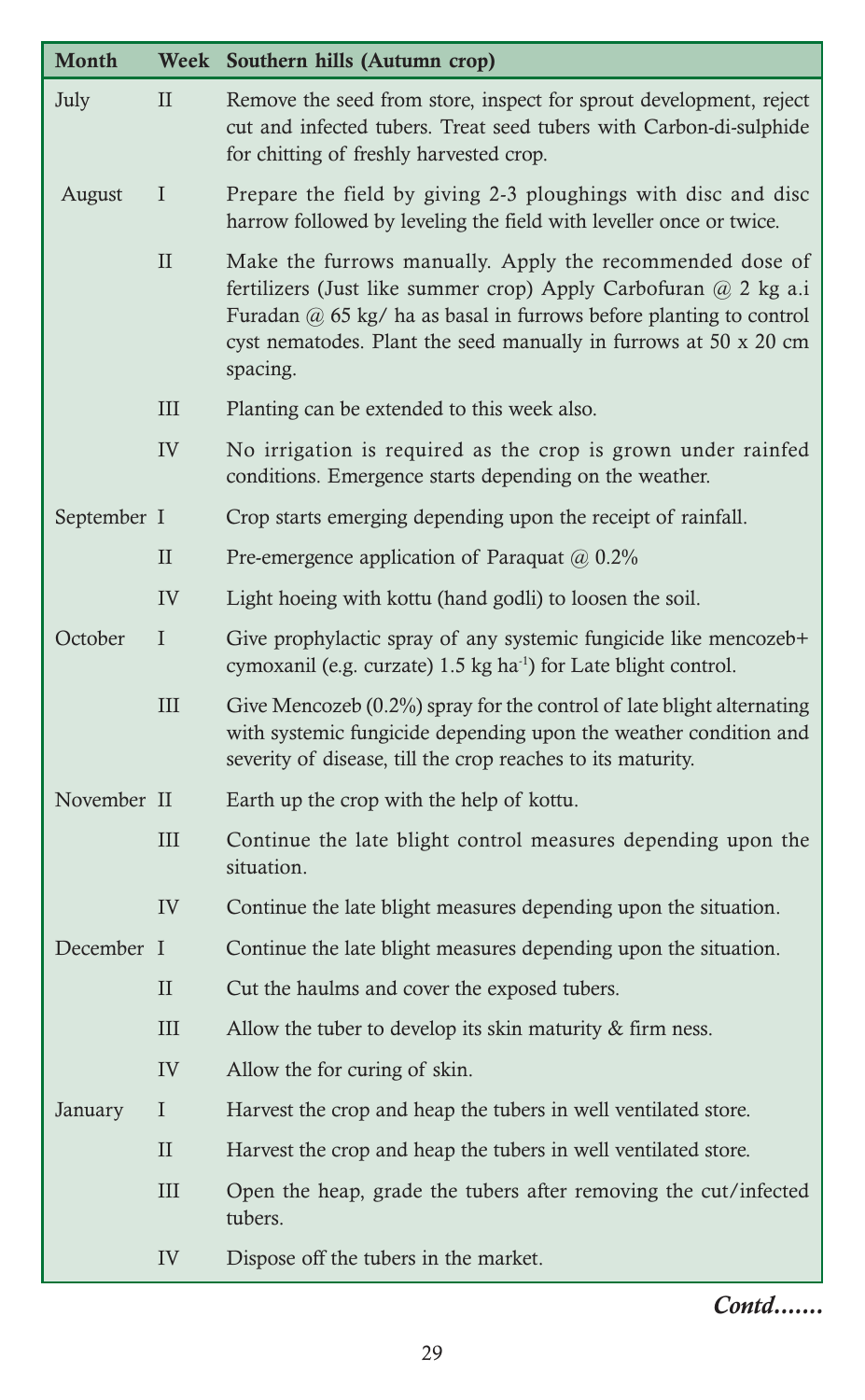| Month | Week | Southern hills (Autumn crop) |
|---|---|---|
| July | II | Remove the seed from store, inspect for sprout development, reject cut and infected tubers. Treat seed tubers with Carbon-di-sulphide for chitting of freshly harvested crop. |
| August | I | Prepare the field by giving 2-3 ploughings with disc and disc harrow followed by leveling the field with leveller once or twice. |
| | II | Make the furrows manually. Apply the recommended dose of fertilizers (Just like summer crop) Apply Carbofuran @ 2 kg a.i Furadan @ 65 kg/ ha as basal in furrows before planting to control cyst nematodes. Plant the seed manually in furrows at 50 x 20 cm spacing. |
| | III | Planting can be extended to this week also. |
| | IV | No irrigation is required as the crop is grown under rainfed conditions. Emergence starts depending on the weather. |
| September | I | Crop starts emerging depending upon the receipt of rainfall. |
| | II | Pre-emergence application of Paraquat @ 0.2% |
| | IV | Light hoeing with kottu (hand godli) to loosen the soil. |
| October | I | Give prophylactic spray of any systemic fungicide like mencozeb+ cymoxanil (e.g. curzate) 1.5 kg $ha^{-1}$) for Late blight control. |
| | III | Give Mencozeb (0.2%) spray for the control of late blight alternating with systemic fungicide depending upon the weather condition and severity of disease, till the crop reaches to its maturity. |
| November | II | Earth up the crop with the help of kottu. |
| | III | Continue the late blight control measures depending upon the situation. |
| | IV | Continue the late blight measures depending upon the situation. |
| December | I | Continue the late blight measures depending upon the situation. |
| | II | Cut the haulms and cover the exposed tubers. |
| | III | Allow the tuber to develop its skin maturity & firm ness. |
| | IV | Allow the for curing of skin. |
| January | I | Harvest the crop and heap the tubers in well ventilated store. |
| | II | Harvest the crop and heap the tubers in well ventilated store. |
| | III | Open the heap, grade the tubers after removing the cut/infected tubers. |
| | IV | Dispose off the tubers in the market. |

***Contd.......***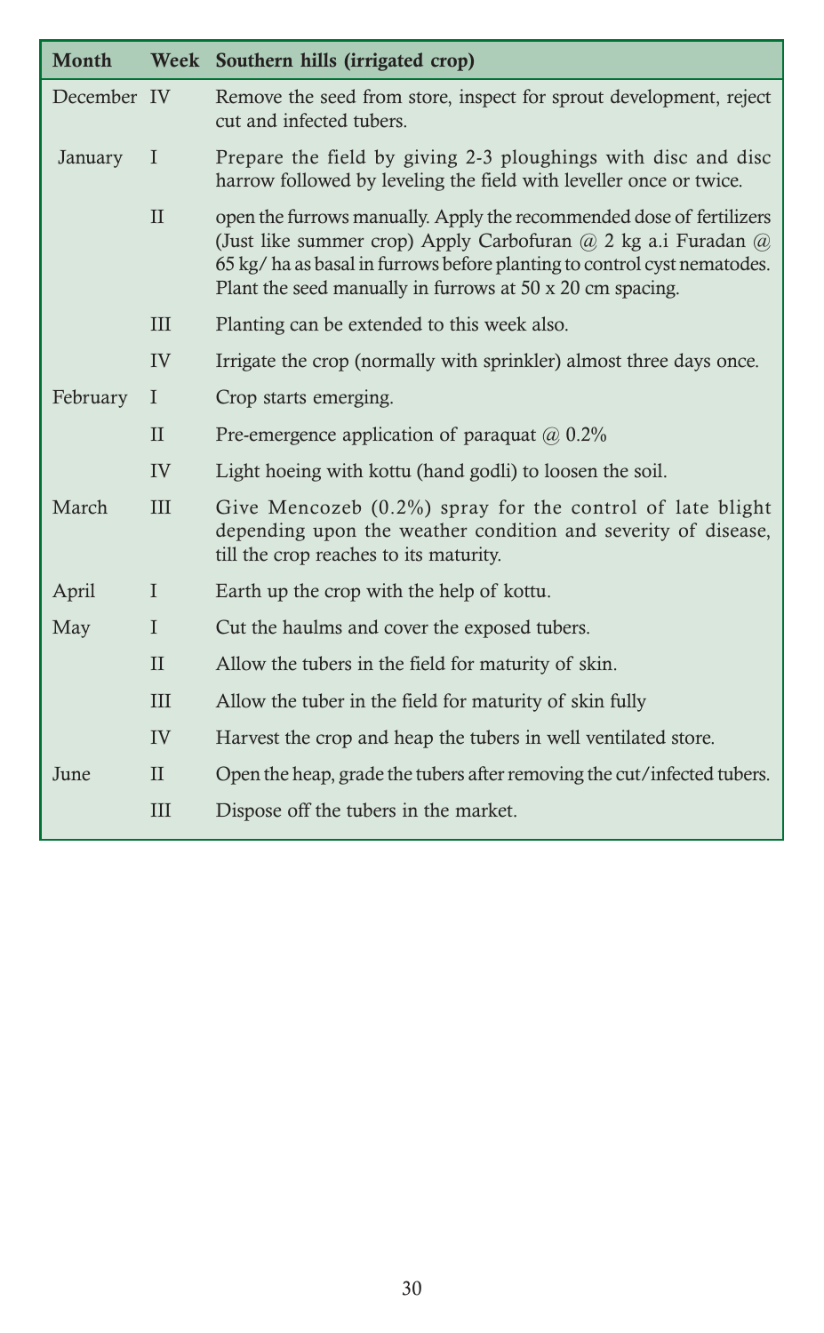| Month | Week | Southern hills (irrigated crop) |
|---|---|---|
| December | IV | Remove the seed from store, inspect for sprout development, reject cut and infected tubers. |
| January | I | Prepare the field by giving 2-3 ploughings with disc and disc harrow followed by leveling the field with leveller once or twice. |
| | II | open the furrows manually. Apply the recommended dose of fertilizers (Just like summer crop) Apply Carbofuran @ 2 kg a.i Furadan @ 65 kg/ ha as basal in furrows before planting to control cyst nematodes. Plant the seed manually in furrows at 50 x 20 cm spacing. |
| | III | Planting can be extended to this week also. |
| | IV | Irrigate the crop (normally with sprinkler) almost three days once. |
| February | I | Crop starts emerging. |
| | II | Pre-emergence application of paraquat @ 0.2% |
| | IV | Light hoeing with kottu (hand godli) to loosen the soil. |
| March | III | Give Mencozeb (0.2%) spray for the control of late blight depending upon the weather condition and severity of disease, till the crop reaches to its maturity. |
| April | I | Earth up the crop with the help of kottu. |
| May | I | Cut the haulms and cover the exposed tubers. |
| | II | Allow the tubers in the field for maturity of skin. |
| | III | Allow the tuber in the field for maturity of skin fully |
| | IV | Harvest the crop and heap the tubers in well ventilated store. |
| June | II | Open the heap, grade the tubers after removing the cut/infected tubers. |
| | III | Dispose off the tubers in the market. |